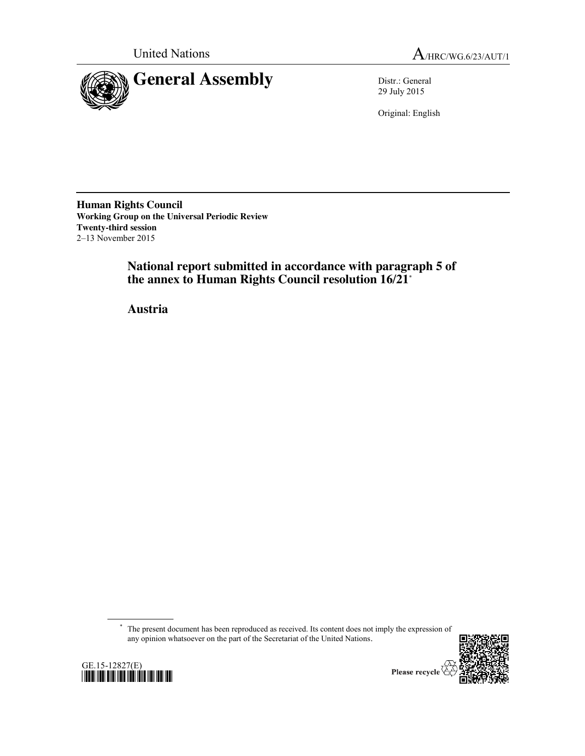United Nations

A/HRC/WG.6/23/AUT/1

# General Assembly

Distr.: General
29 July 2015

Original: English

**Human Rights Council**
**Working Group on the Universal Periodic Review**
**Twenty-third session**
2–13 November 2015

## National report submitted in accordance with paragraph 5 of the annex to Human Rights Council resolution 16/21*

## Austria

---

* The present document has been reproduced as received. Its content does not imply the expression of any opinion whatsoever on the part of the Secretariat of the United Nations.

GE.15-12827(E)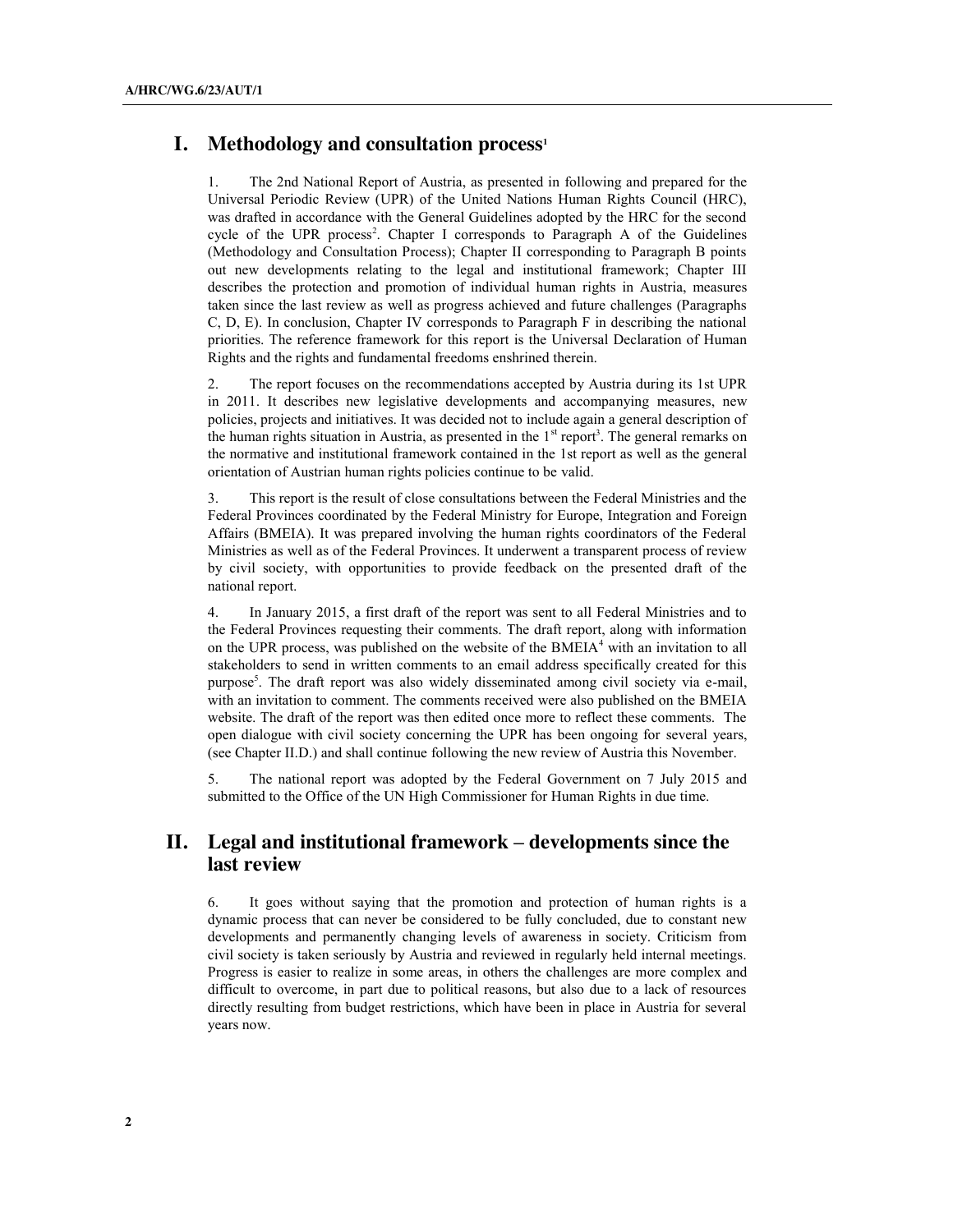## I. Methodology and consultation process[1]

1. The 2nd National Report of Austria, as presented in following and prepared for the Universal Periodic Review (UPR) of the United Nations Human Rights Council (HRC), was drafted in accordance with the General Guidelines adopted by the HRC for the second cycle of the UPR process[2]. Chapter I corresponds to Paragraph A of the Guidelines (Methodology and Consultation Process); Chapter II corresponding to Paragraph B points out new developments relating to the legal and institutional framework; Chapter III describes the protection and promotion of individual human rights in Austria, measures taken since the last review as well as progress achieved and future challenges (Paragraphs C, D, E). In conclusion, Chapter IV corresponds to Paragraph F in describing the national priorities. The reference framework for this report is the Universal Declaration of Human Rights and the rights and fundamental freedoms enshrined therein.

2. The report focuses on the recommendations accepted by Austria during its 1st UPR in 2011. It describes new legislative developments and accompanying measures, new policies, projects and initiatives. It was decided not to include again a general description of the human rights situation in Austria, as presented in the 1st report[3]. The general remarks on the normative and institutional framework contained in the 1st report as well as the general orientation of Austrian human rights policies continue to be valid.

3. This report is the result of close consultations between the Federal Ministries and the Federal Provinces coordinated by the Federal Ministry for Europe, Integration and Foreign Affairs (BMEIA). It was prepared involving the human rights coordinators of the Federal Ministries as well as of the Federal Provinces. It underwent a transparent process of review by civil society, with opportunities to provide feedback on the presented draft of the national report.

4. In January 2015, a first draft of the report was sent to all Federal Ministries and to the Federal Provinces requesting their comments. The draft report, along with information on the UPR process, was published on the website of the BMEIA[4] with an invitation to all stakeholders to send in written comments to an email address specifically created for this purpose[5]. The draft report was also widely disseminated among civil society via e-mail, with an invitation to comment. The comments received were also published on the BMEIA website. The draft of the report was then edited once more to reflect these comments. The open dialogue with civil society concerning the UPR has been ongoing for several years, (see Chapter II.D.) and shall continue following the new review of Austria this November.

5. The national report was adopted by the Federal Government on 7 July 2015 and submitted to the Office of the UN High Commissioner for Human Rights in due time.

## II. Legal and institutional framework – developments since the last review

6. It goes without saying that the promotion and protection of human rights is a dynamic process that can never be considered to be fully concluded, due to constant new developments and permanently changing levels of awareness in society. Criticism from civil society is taken seriously by Austria and reviewed in regularly held internal meetings. Progress is easier to realize in some areas, in others the challenges are more complex and difficult to overcome, in part due to political reasons, but also due to a lack of resources directly resulting from budget restrictions, which have been in place in Austria for several years now.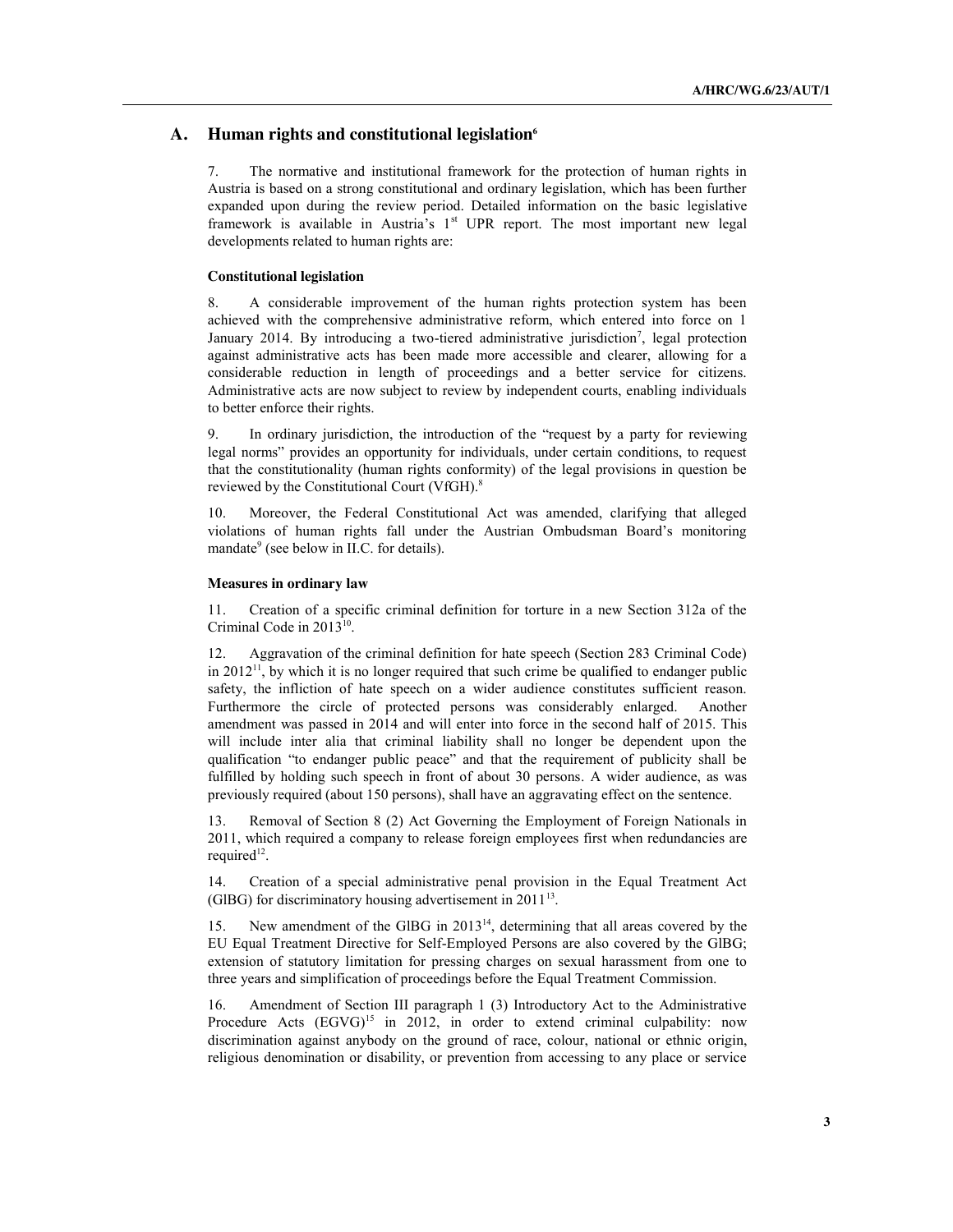## A. Human rights and constitutional legislation[6]

7. The normative and institutional framework for the protection of human rights in Austria is based on a strong constitutional and ordinary legislation, which has been further expanded upon during the review period. Detailed information on the basic legislative framework is available in Austria's 1st UPR report. The most important new legal developments related to human rights are:

**Constitutional legislation**

8. A considerable improvement of the human rights protection system has been achieved with the comprehensive administrative reform, which entered into force on 1 January 2014. By introducing a two-tiered administrative jurisdiction[7], legal protection against administrative acts has been made more accessible and clearer, allowing for a considerable reduction in length of proceedings and a better service for citizens. Administrative acts are now subject to review by independent courts, enabling individuals to better enforce their rights.

9. In ordinary jurisdiction, the introduction of the "request by a party for reviewing legal norms" provides an opportunity for individuals, under certain conditions, to request that the constitutionality (human rights conformity) of the legal provisions in question be reviewed by the Constitutional Court (VfGH).[8]

10. Moreover, the Federal Constitutional Act was amended, clarifying that alleged violations of human rights fall under the Austrian Ombudsman Board's monitoring mandate[9] (see below in II.C. for details).

**Measures in ordinary law**

11. Creation of a specific criminal definition for torture in a new Section 312a of the Criminal Code in 2013[10].

12. Aggravation of the criminal definition for hate speech (Section 283 Criminal Code) in 2012[11], by which it is no longer required that such crime be qualified to endanger public safety, the infliction of hate speech on a wider audience constitutes sufficient reason. Furthermore the circle of protected persons was considerably enlarged. Another amendment was passed in 2014 and will enter into force in the second half of 2015. This will include inter alia that criminal liability shall no longer be dependent upon the qualification "to endanger public peace" and that the requirement of publicity shall be fulfilled by holding such speech in front of about 30 persons. A wider audience, as was previously required (about 150 persons), shall have an aggravating effect on the sentence.

13. Removal of Section 8 (2) Act Governing the Employment of Foreign Nationals in 2011, which required a company to release foreign employees first when redundancies are required[12].

14. Creation of a special administrative penal provision in the Equal Treatment Act (GlBG) for discriminatory housing advertisement in 2011[13].

15. New amendment of the GlBG in 2013[14], determining that all areas covered by the EU Equal Treatment Directive for Self-Employed Persons are also covered by the GlBG; extension of statutory limitation for pressing charges on sexual harassment from one to three years and simplification of proceedings before the Equal Treatment Commission.

16. Amendment of Section III paragraph 1 (3) Introductory Act to the Administrative Procedure Acts (EGVG)[15] in 2012, in order to extend criminal culpability: now discrimination against anybody on the ground of race, colour, national or ethnic origin, religious denomination or disability, or prevention from accessing to any place or service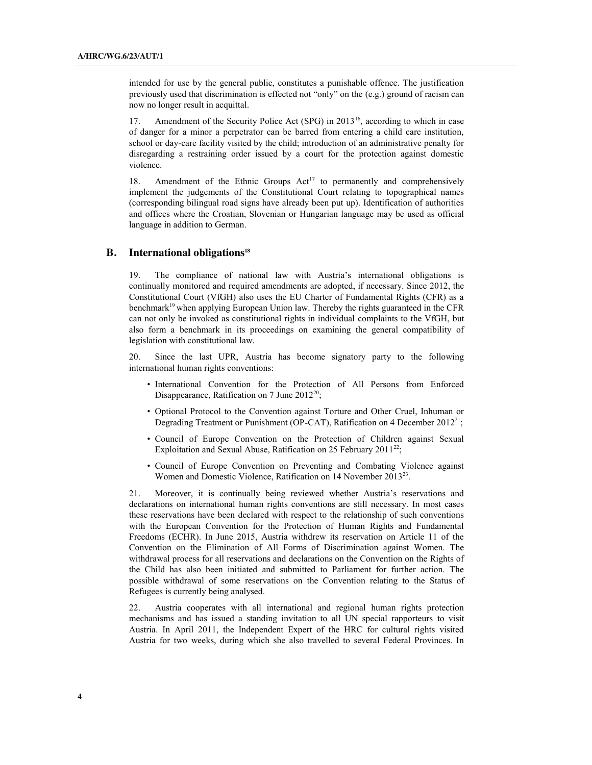intended for use by the general public, constitutes a punishable offence. The justification previously used that discrimination is effected not "only" on the (e.g.) ground of racism can now no longer result in acquittal.

17. Amendment of the Security Police Act (SPG) in 2013[16], according to which in case of danger for a minor a perpetrator can be barred from entering a child care institution, school or day-care facility visited by the child; introduction of an administrative penalty for disregarding a restraining order issued by a court for the protection against domestic violence.

18. Amendment of the Ethnic Groups Act[17] to permanently and comprehensively implement the judgements of the Constitutional Court relating to topographical names (corresponding bilingual road signs have already been put up). Identification of authorities and offices where the Croatian, Slovenian or Hungarian language may be used as official language in addition to German.

## B. International obligations[18]

19. The compliance of national law with Austria's international obligations is continually monitored and required amendments are adopted, if necessary. Since 2012, the Constitutional Court (VfGH) also uses the EU Charter of Fundamental Rights (CFR) as a benchmark[19] when applying European Union law. Thereby the rights guaranteed in the CFR can not only be invoked as constitutional rights in individual complaints to the VfGH, but also form a benchmark in its proceedings on examining the general compatibility of legislation with constitutional law.

20. Since the last UPR, Austria has become signatory party to the following international human rights conventions:

- International Convention for the Protection of All Persons from Enforced Disappearance, Ratification on 7 June 2012[20];
- Optional Protocol to the Convention against Torture and Other Cruel, Inhuman or Degrading Treatment or Punishment (OP-CAT), Ratification on 4 December 2012[21];
- Council of Europe Convention on the Protection of Children against Sexual Exploitation and Sexual Abuse, Ratification on 25 February 2011[22];
- Council of Europe Convention on Preventing and Combating Violence against Women and Domestic Violence, Ratification on 14 November 2013[23].

21. Moreover, it is continually being reviewed whether Austria's reservations and declarations on international human rights conventions are still necessary. In most cases these reservations have been declared with respect to the relationship of such conventions with the European Convention for the Protection of Human Rights and Fundamental Freedoms (ECHR). In June 2015, Austria withdrew its reservation on Article 11 of the Convention on the Elimination of All Forms of Discrimination against Women. The withdrawal process for all reservations and declarations on the Convention on the Rights of the Child has also been initiated and submitted to Parliament for further action. The possible withdrawal of some reservations on the Convention relating to the Status of Refugees is currently being analysed.

22. Austria cooperates with all international and regional human rights protection mechanisms and has issued a standing invitation to all UN special rapporteurs to visit Austria. In April 2011, the Independent Expert of the HRC for cultural rights visited Austria for two weeks, during which she also travelled to several Federal Provinces. In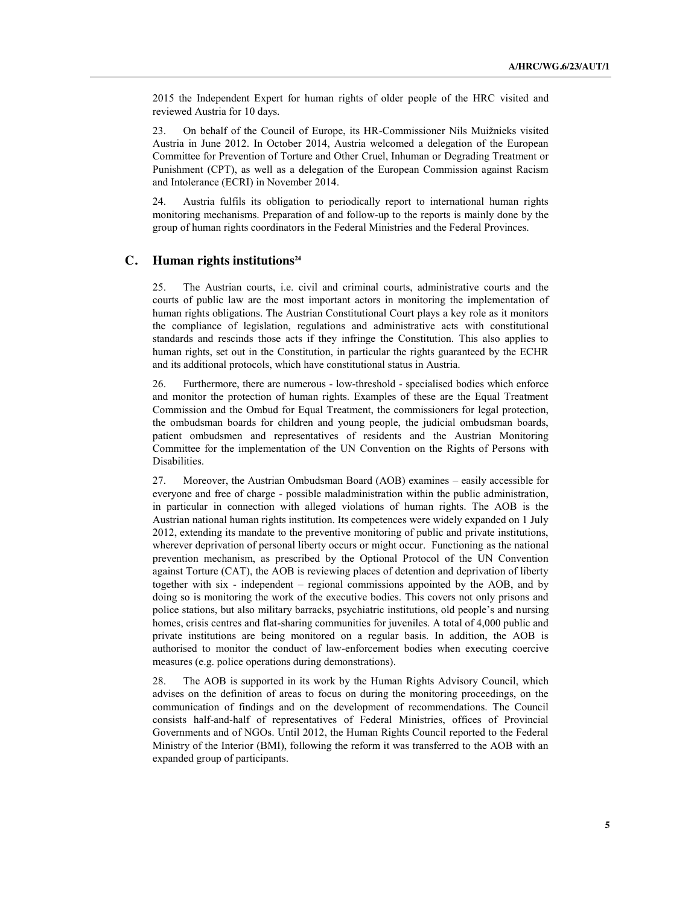2015 the Independent Expert for human rights of older people of the HRC visited and reviewed Austria for 10 days.

23. On behalf of the Council of Europe, its HR-Commissioner Nils Muižnieks visited Austria in June 2012. In October 2014, Austria welcomed a delegation of the European Committee for Prevention of Torture and Other Cruel, Inhuman or Degrading Treatment or Punishment (CPT), as well as a delegation of the European Commission against Racism and Intolerance (ECRI) in November 2014.

24. Austria fulfils its obligation to periodically report to international human rights monitoring mechanisms. Preparation of and follow-up to the reports is mainly done by the group of human rights coordinators in the Federal Ministries and the Federal Provinces.

## C. Human rights institutions[24]

25. The Austrian courts, i.e. civil and criminal courts, administrative courts and the courts of public law are the most important actors in monitoring the implementation of human rights obligations. The Austrian Constitutional Court plays a key role as it monitors the compliance of legislation, regulations and administrative acts with constitutional standards and rescinds those acts if they infringe the Constitution. This also applies to human rights, set out in the Constitution, in particular the rights guaranteed by the ECHR and its additional protocols, which have constitutional status in Austria.

26. Furthermore, there are numerous - low-threshold - specialised bodies which enforce and monitor the protection of human rights. Examples of these are the Equal Treatment Commission and the Ombud for Equal Treatment, the commissioners for legal protection, the ombudsman boards for children and young people, the judicial ombudsman boards, patient ombudsmen and representatives of residents and the Austrian Monitoring Committee for the implementation of the UN Convention on the Rights of Persons with Disabilities.

27. Moreover, the Austrian Ombudsman Board (AOB) examines – easily accessible for everyone and free of charge - possible maladministration within the public administration, in particular in connection with alleged violations of human rights. The AOB is the Austrian national human rights institution. Its competences were widely expanded on 1 July 2012, extending its mandate to the preventive monitoring of public and private institutions, wherever deprivation of personal liberty occurs or might occur. Functioning as the national prevention mechanism, as prescribed by the Optional Protocol of the UN Convention against Torture (CAT), the AOB is reviewing places of detention and deprivation of liberty together with six - independent – regional commissions appointed by the AOB, and by doing so is monitoring the work of the executive bodies. This covers not only prisons and police stations, but also military barracks, psychiatric institutions, old people's and nursing homes, crisis centres and flat-sharing communities for juveniles. A total of 4,000 public and private institutions are being monitored on a regular basis. In addition, the AOB is authorised to monitor the conduct of law-enforcement bodies when executing coercive measures (e.g. police operations during demonstrations).

28. The AOB is supported in its work by the Human Rights Advisory Council, which advises on the definition of areas to focus on during the monitoring proceedings, on the communication of findings and on the development of recommendations. The Council consists half-and-half of representatives of Federal Ministries, offices of Provincial Governments and of NGOs. Until 2012, the Human Rights Council reported to the Federal Ministry of the Interior (BMI), following the reform it was transferred to the AOB with an expanded group of participants.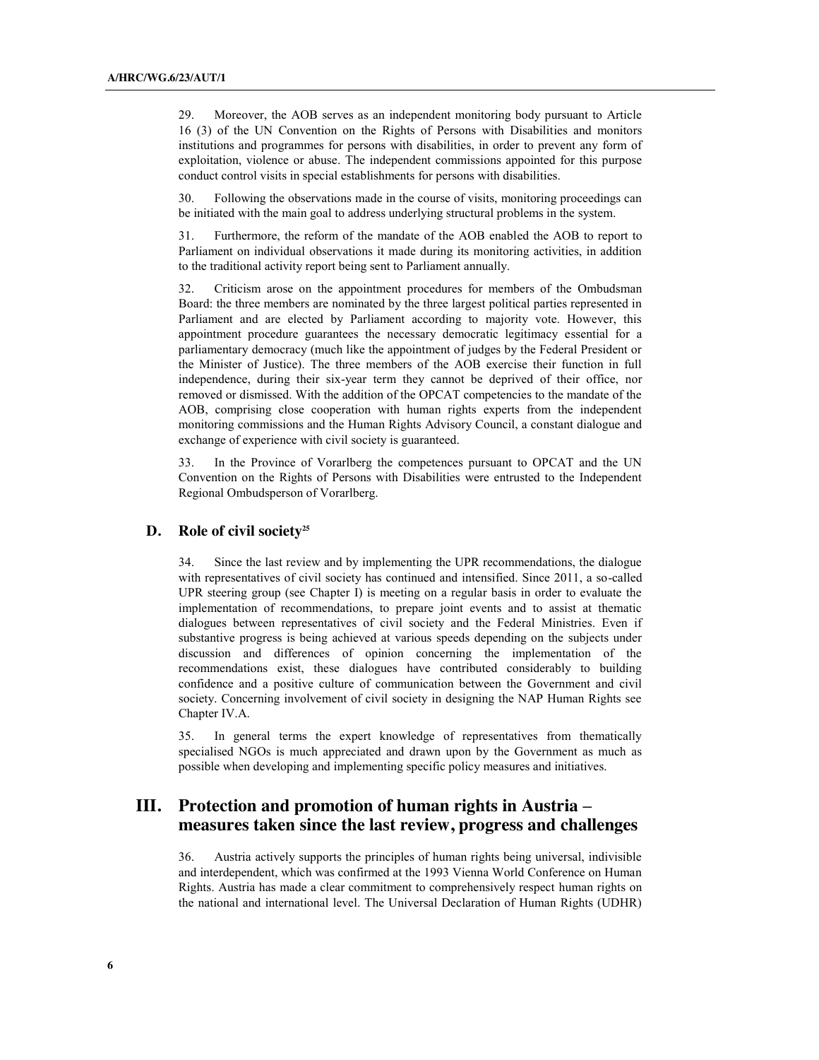29. Moreover, the AOB serves as an independent monitoring body pursuant to Article 16 (3) of the UN Convention on the Rights of Persons with Disabilities and monitors institutions and programmes for persons with disabilities, in order to prevent any form of exploitation, violence or abuse. The independent commissions appointed for this purpose conduct control visits in special establishments for persons with disabilities.

30. Following the observations made in the course of visits, monitoring proceedings can be initiated with the main goal to address underlying structural problems in the system.

31. Furthermore, the reform of the mandate of the AOB enabled the AOB to report to Parliament on individual observations it made during its monitoring activities, in addition to the traditional activity report being sent to Parliament annually.

32. Criticism arose on the appointment procedures for members of the Ombudsman Board: the three members are nominated by the three largest political parties represented in Parliament and are elected by Parliament according to majority vote. However, this appointment procedure guarantees the necessary democratic legitimacy essential for a parliamentary democracy (much like the appointment of judges by the Federal President or the Minister of Justice). The three members of the AOB exercise their function in full independence, during their six-year term they cannot be deprived of their office, nor removed or dismissed. With the addition of the OPCAT competencies to the mandate of the AOB, comprising close cooperation with human rights experts from the independent monitoring commissions and the Human Rights Advisory Council, a constant dialogue and exchange of experience with civil society is guaranteed.

33. In the Province of Vorarlberg the competences pursuant to OPCAT and the UN Convention on the Rights of Persons with Disabilities were entrusted to the Independent Regional Ombudsperson of Vorarlberg.

### D. Role of civil society[25]

34. Since the last review and by implementing the UPR recommendations, the dialogue with representatives of civil society has continued and intensified. Since 2011, a so-called UPR steering group (see Chapter I) is meeting on a regular basis in order to evaluate the implementation of recommendations, to prepare joint events and to assist at thematic dialogues between representatives of civil society and the Federal Ministries. Even if substantive progress is being achieved at various speeds depending on the subjects under discussion and differences of opinion concerning the implementation of the recommendations exist, these dialogues have contributed considerably to building confidence and a positive culture of communication between the Government and civil society. Concerning involvement of civil society in designing the NAP Human Rights see Chapter IV.A.

35. In general terms the expert knowledge of representatives from thematically specialised NGOs is much appreciated and drawn upon by the Government as much as possible when developing and implementing specific policy measures and initiatives.

## III. Protection and promotion of human rights in Austria – measures taken since the last review, progress and challenges

36. Austria actively supports the principles of human rights being universal, indivisible and interdependent, which was confirmed at the 1993 Vienna World Conference on Human Rights. Austria has made a clear commitment to comprehensively respect human rights on the national and international level. The Universal Declaration of Human Rights (UDHR)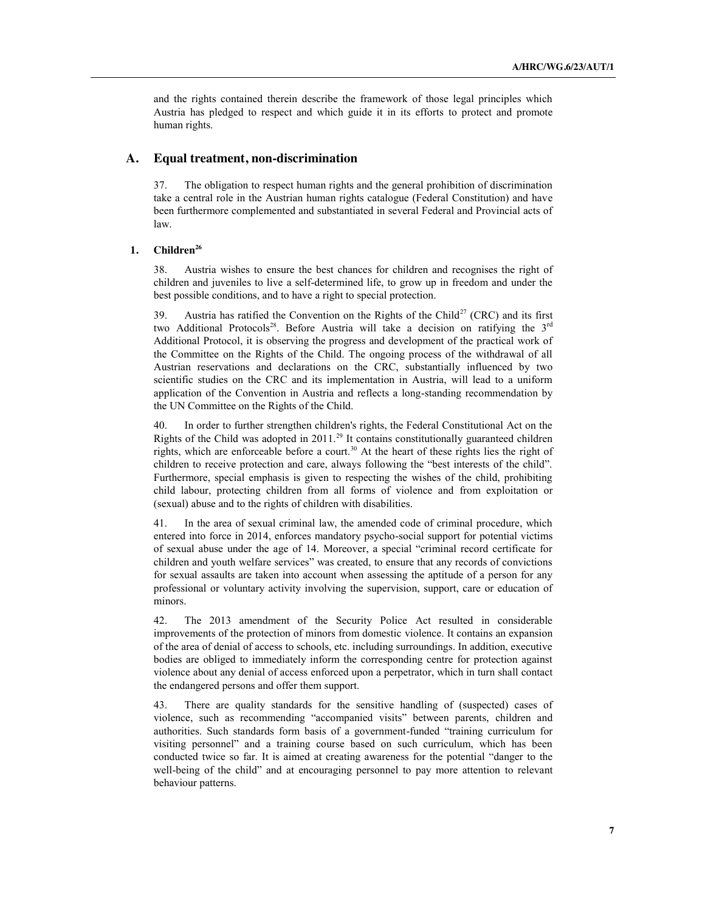and the rights contained therein describe the framework of those legal principles which Austria has pledged to respect and which guide it in its efforts to protect and promote human rights.

## A. Equal treatment, non-discrimination

37. The obligation to respect human rights and the general prohibition of discrimination take a central role in the Austrian human rights catalogue (Federal Constitution) and have been furthermore complemented and substantiated in several Federal and Provincial acts of law.

### 1. Children[26]

38. Austria wishes to ensure the best chances for children and recognises the right of children and juveniles to live a self-determined life, to grow up in freedom and under the best possible conditions, and to have a right to special protection.

39. Austria has ratified the Convention on the Rights of the Child[27] (CRC) and its first two Additional Protocols[28]. Before Austria will take a decision on ratifying the 3rd Additional Protocol, it is observing the progress and development of the practical work of the Committee on the Rights of the Child. The ongoing process of the withdrawal of all Austrian reservations and declarations on the CRC, substantially influenced by two scientific studies on the CRC and its implementation in Austria, will lead to a uniform application of the Convention in Austria and reflects a long-standing recommendation by the UN Committee on the Rights of the Child.

40. In order to further strengthen children's rights, the Federal Constitutional Act on the Rights of the Child was adopted in 2011.[29] It contains constitutionally guaranteed children rights, which are enforceable before a court.[30] At the heart of these rights lies the right of children to receive protection and care, always following the "best interests of the child". Furthermore, special emphasis is given to respecting the wishes of the child, prohibiting child labour, protecting children from all forms of violence and from exploitation or (sexual) abuse and to the rights of children with disabilities.

41. In the area of sexual criminal law, the amended code of criminal procedure, which entered into force in 2014, enforces mandatory psycho-social support for potential victims of sexual abuse under the age of 14. Moreover, a special "criminal record certificate for children and youth welfare services" was created, to ensure that any records of convictions for sexual assaults are taken into account when assessing the aptitude of a person for any professional or voluntary activity involving the supervision, support, care or education of minors.

42. The 2013 amendment of the Security Police Act resulted in considerable improvements of the protection of minors from domestic violence. It contains an expansion of the area of denial of access to schools, etc. including surroundings. In addition, executive bodies are obliged to immediately inform the corresponding centre for protection against violence about any denial of access enforced upon a perpetrator, which in turn shall contact the endangered persons and offer them support.

43. There are quality standards for the sensitive handling of (suspected) cases of violence, such as recommending "accompanied visits" between parents, children and authorities. Such standards form basis of a government-funded "training curriculum for visiting personnel" and a training course based on such curriculum, which has been conducted twice so far. It is aimed at creating awareness for the potential "danger to the well-being of the child" and at encouraging personnel to pay more attention to relevant behaviour patterns.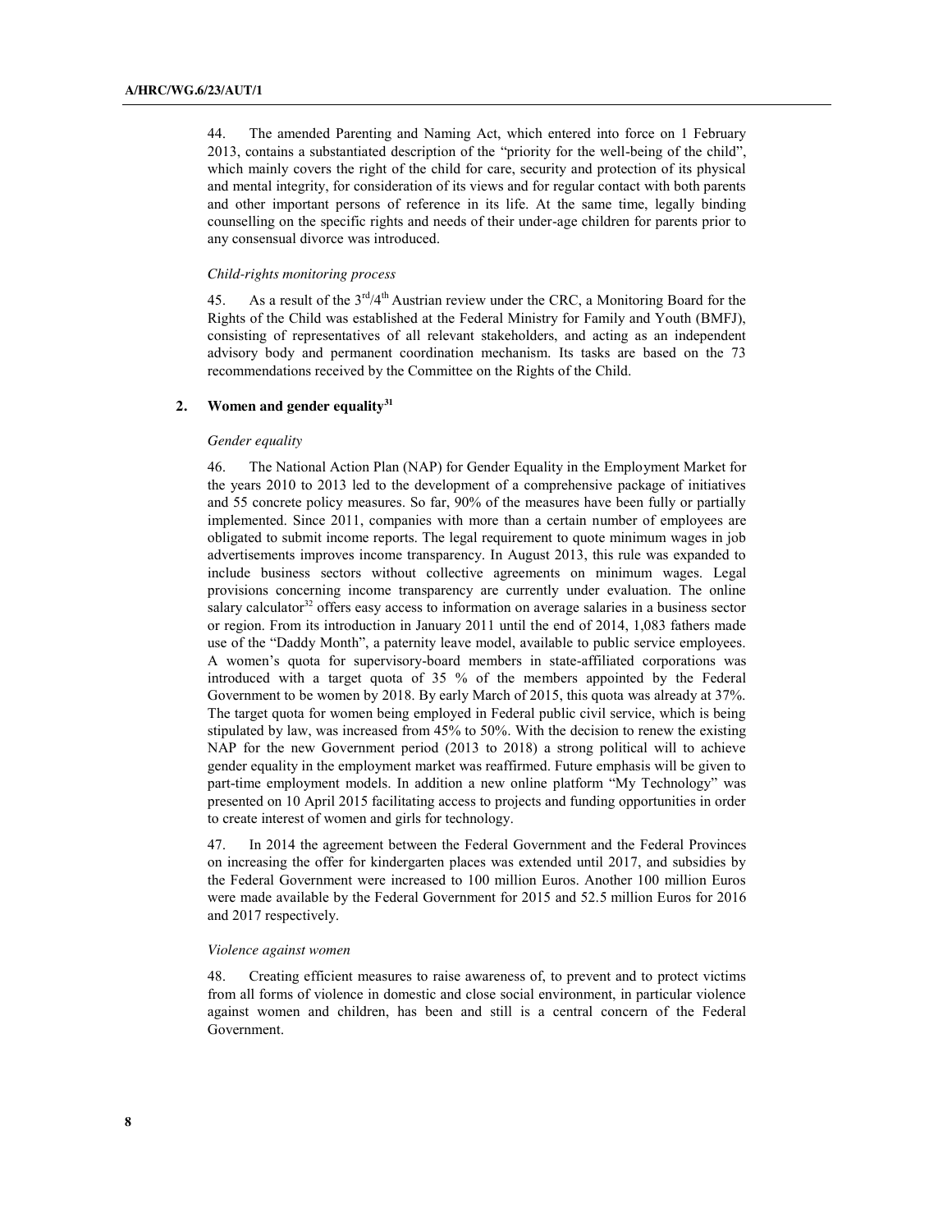44. The amended Parenting and Naming Act, which entered into force on 1 February 2013, contains a substantiated description of the "priority for the well-being of the child", which mainly covers the right of the child for care, security and protection of its physical and mental integrity, for consideration of its views and for regular contact with both parents and other important persons of reference in its life. At the same time, legally binding counselling on the specific rights and needs of their under-age children for parents prior to any consensual divorce was introduced.

*Child-rights monitoring process*

45. As a result of the 3rd/4th Austrian review under the CRC, a Monitoring Board for the Rights of the Child was established at the Federal Ministry for Family and Youth (BMFJ), consisting of representatives of all relevant stakeholders, and acting as an independent advisory body and permanent coordination mechanism. Its tasks are based on the 73 recommendations received by the Committee on the Rights of the Child.

### 2. Women and gender equality[31]

*Gender equality*

46. The National Action Plan (NAP) for Gender Equality in the Employment Market for the years 2010 to 2013 led to the development of a comprehensive package of initiatives and 55 concrete policy measures. So far, 90% of the measures have been fully or partially implemented. Since 2011, companies with more than a certain number of employees are obligated to submit income reports. The legal requirement to quote minimum wages in job advertisements improves income transparency. In August 2013, this rule was expanded to include business sectors without collective agreements on minimum wages. Legal provisions concerning income transparency are currently under evaluation. The online salary calculator[32] offers easy access to information on average salaries in a business sector or region. From its introduction in January 2011 until the end of 2014, 1,083 fathers made use of the "Daddy Month", a paternity leave model, available to public service employees. A women's quota for supervisory-board members in state-affiliated corporations was introduced with a target quota of 35 % of the members appointed by the Federal Government to be women by 2018. By early March of 2015, this quota was already at 37%. The target quota for women being employed in Federal public civil service, which is being stipulated by law, was increased from 45% to 50%. With the decision to renew the existing NAP for the new Government period (2013 to 2018) a strong political will to achieve gender equality in the employment market was reaffirmed. Future emphasis will be given to part-time employment models. In addition a new online platform "My Technology" was presented on 10 April 2015 facilitating access to projects and funding opportunities in order to create interest of women and girls for technology.

47. In 2014 the agreement between the Federal Government and the Federal Provinces on increasing the offer for kindergarten places was extended until 2017, and subsidies by the Federal Government were increased to 100 million Euros. Another 100 million Euros were made available by the Federal Government for 2015 and 52.5 million Euros for 2016 and 2017 respectively.

*Violence against women*

48. Creating efficient measures to raise awareness of, to prevent and to protect victims from all forms of violence in domestic and close social environment, in particular violence against women and children, has been and still is a central concern of the Federal Government.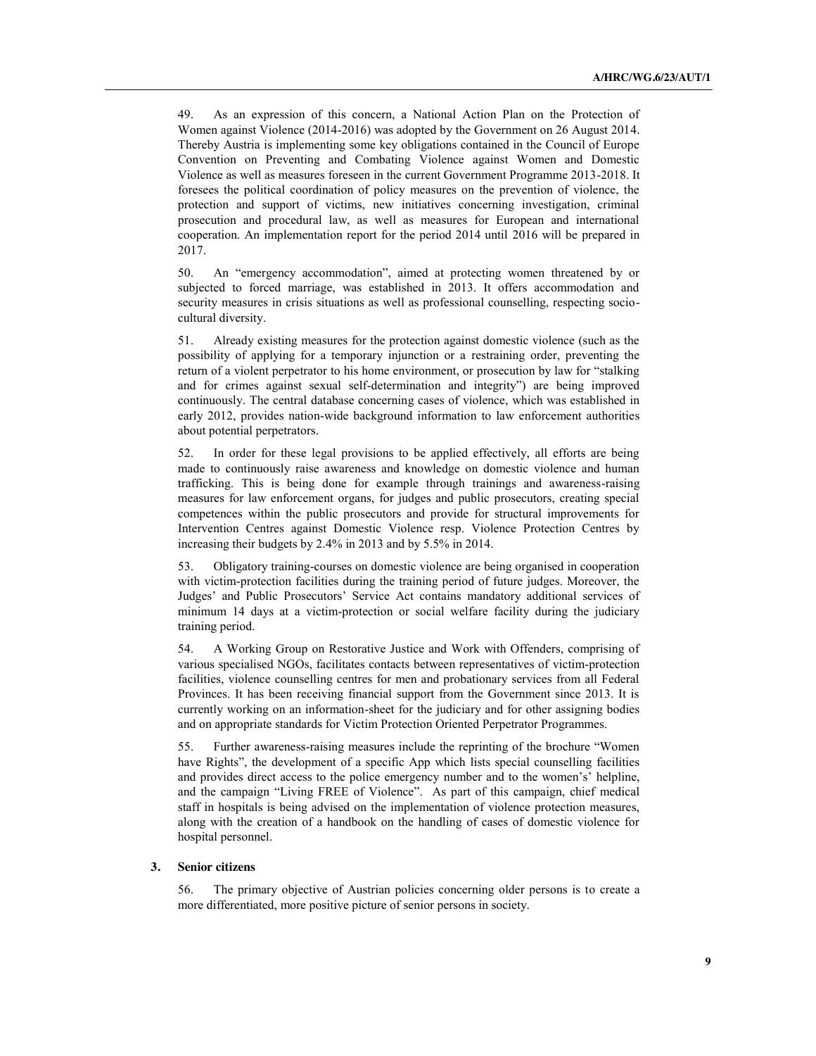49. As an expression of this concern, a National Action Plan on the Protection of Women against Violence (2014-2016) was adopted by the Government on 26 August 2014. Thereby Austria is implementing some key obligations contained in the Council of Europe Convention on Preventing and Combating Violence against Women and Domestic Violence as well as measures foreseen in the current Government Programme 2013-2018. It foresees the political coordination of policy measures on the prevention of violence, the protection and support of victims, new initiatives concerning investigation, criminal prosecution and procedural law, as well as measures for European and international cooperation. An implementation report for the period 2014 until 2016 will be prepared in 2017.

50. An "emergency accommodation", aimed at protecting women threatened by or subjected to forced marriage, was established in 2013. It offers accommodation and security measures in crisis situations as well as professional counselling, respecting socio-cultural diversity.

51. Already existing measures for the protection against domestic violence (such as the possibility of applying for a temporary injunction or a restraining order, preventing the return of a violent perpetrator to his home environment, or prosecution by law for "stalking and for crimes against sexual self-determination and integrity") are being improved continuously. The central database concerning cases of violence, which was established in early 2012, provides nation-wide background information to law enforcement authorities about potential perpetrators.

52. In order for these legal provisions to be applied effectively, all efforts are being made to continuously raise awareness and knowledge on domestic violence and human trafficking. This is being done for example through trainings and awareness-raising measures for law enforcement organs, for judges and public prosecutors, creating special competences within the public prosecutors and provide for structural improvements for Intervention Centres against Domestic Violence resp. Violence Protection Centres by increasing their budgets by 2.4% in 2013 and by 5.5% in 2014.

53. Obligatory training-courses on domestic violence are being organised in cooperation with victim-protection facilities during the training period of future judges. Moreover, the Judges' and Public Prosecutors' Service Act contains mandatory additional services of minimum 14 days at a victim-protection or social welfare facility during the judiciary training period.

54. A Working Group on Restorative Justice and Work with Offenders, comprising of various specialised NGOs, facilitates contacts between representatives of victim-protection facilities, violence counselling centres for men and probationary services from all Federal Provinces. It has been receiving financial support from the Government since 2013. It is currently working on an information-sheet for the judiciary and for other assigning bodies and on appropriate standards for Victim Protection Oriented Perpetrator Programmes.

55. Further awareness-raising measures include the reprinting of the brochure "Women have Rights", the development of a specific App which lists special counselling facilities and provides direct access to the police emergency number and to the women's' helpline, and the campaign "Living FREE of Violence". As part of this campaign, chief medical staff in hospitals is being advised on the implementation of violence protection measures, along with the creation of a handbook on the handling of cases of domestic violence for hospital personnel.

### 3. Senior citizens

56. The primary objective of Austrian policies concerning older persons is to create a more differentiated, more positive picture of senior persons in society.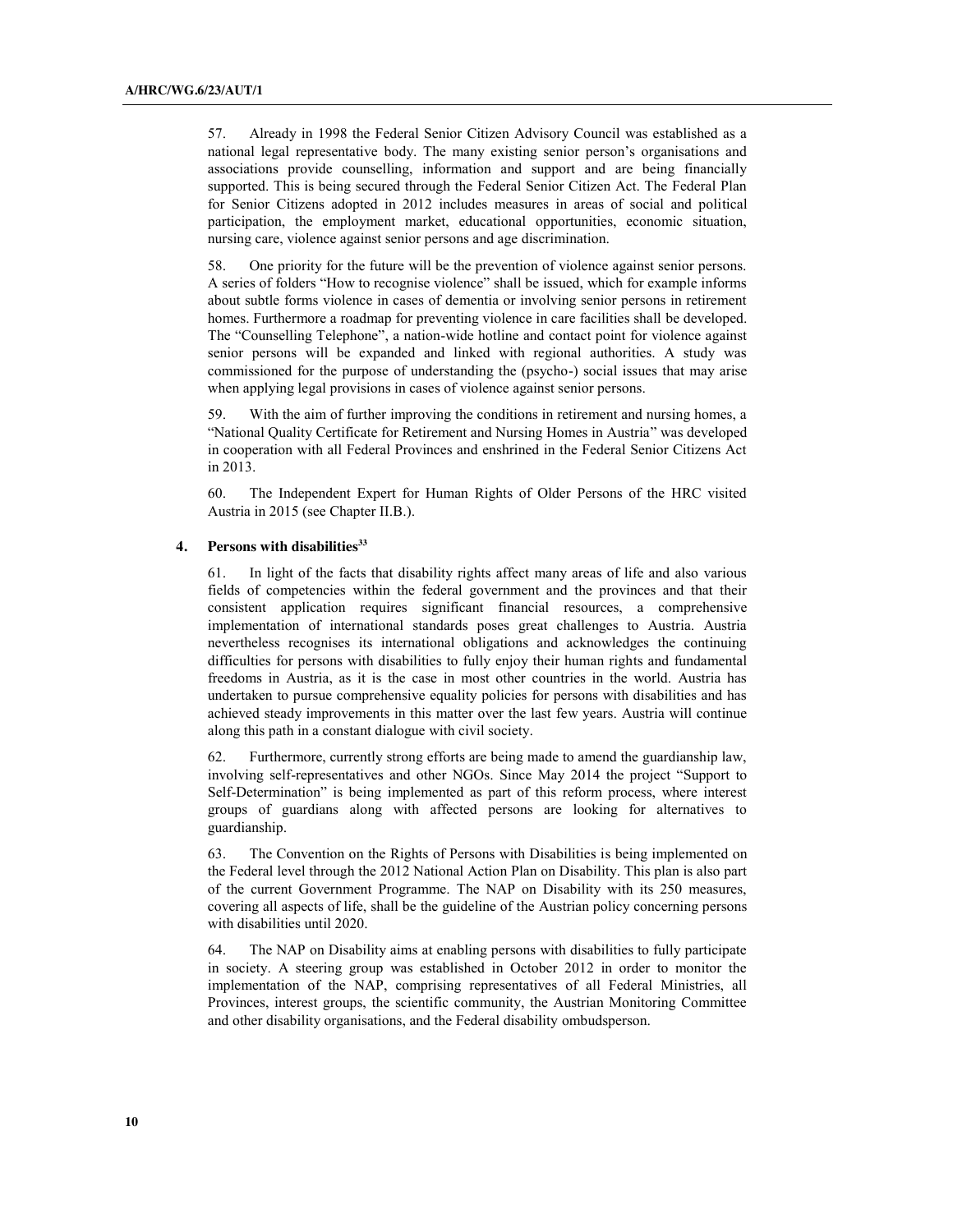57. Already in 1998 the Federal Senior Citizen Advisory Council was established as a national legal representative body. The many existing senior person's organisations and associations provide counselling, information and support and are being financially supported. This is being secured through the Federal Senior Citizen Act. The Federal Plan for Senior Citizens adopted in 2012 includes measures in areas of social and political participation, the employment market, educational opportunities, economic situation, nursing care, violence against senior persons and age discrimination.

58. One priority for the future will be the prevention of violence against senior persons. A series of folders "How to recognise violence" shall be issued, which for example informs about subtle forms violence in cases of dementia or involving senior persons in retirement homes. Furthermore a roadmap for preventing violence in care facilities shall be developed. The "Counselling Telephone", a nation-wide hotline and contact point for violence against senior persons will be expanded and linked with regional authorities. A study was commissioned for the purpose of understanding the (psycho-) social issues that may arise when applying legal provisions in cases of violence against senior persons.

59. With the aim of further improving the conditions in retirement and nursing homes, a "National Quality Certificate for Retirement and Nursing Homes in Austria" was developed in cooperation with all Federal Provinces and enshrined in the Federal Senior Citizens Act in 2013.

60. The Independent Expert for Human Rights of Older Persons of the HRC visited Austria in 2015 (see Chapter II.B.).

### 4. Persons with disabilities[33]

61. In light of the facts that disability rights affect many areas of life and also various fields of competencies within the federal government and the provinces and that their consistent application requires significant financial resources, a comprehensive implementation of international standards poses great challenges to Austria. Austria nevertheless recognises its international obligations and acknowledges the continuing difficulties for persons with disabilities to fully enjoy their human rights and fundamental freedoms in Austria, as it is the case in most other countries in the world. Austria has undertaken to pursue comprehensive equality policies for persons with disabilities and has achieved steady improvements in this matter over the last few years. Austria will continue along this path in a constant dialogue with civil society.

62. Furthermore, currently strong efforts are being made to amend the guardianship law, involving self-representatives and other NGOs. Since May 2014 the project "Support to Self-Determination" is being implemented as part of this reform process, where interest groups of guardians along with affected persons are looking for alternatives to guardianship.

63. The Convention on the Rights of Persons with Disabilities is being implemented on the Federal level through the 2012 National Action Plan on Disability. This plan is also part of the current Government Programme. The NAP on Disability with its 250 measures, covering all aspects of life, shall be the guideline of the Austrian policy concerning persons with disabilities until 2020.

64. The NAP on Disability aims at enabling persons with disabilities to fully participate in society. A steering group was established in October 2012 in order to monitor the implementation of the NAP, comprising representatives of all Federal Ministries, all Provinces, interest groups, the scientific community, the Austrian Monitoring Committee and other disability organisations, and the Federal disability ombudsperson.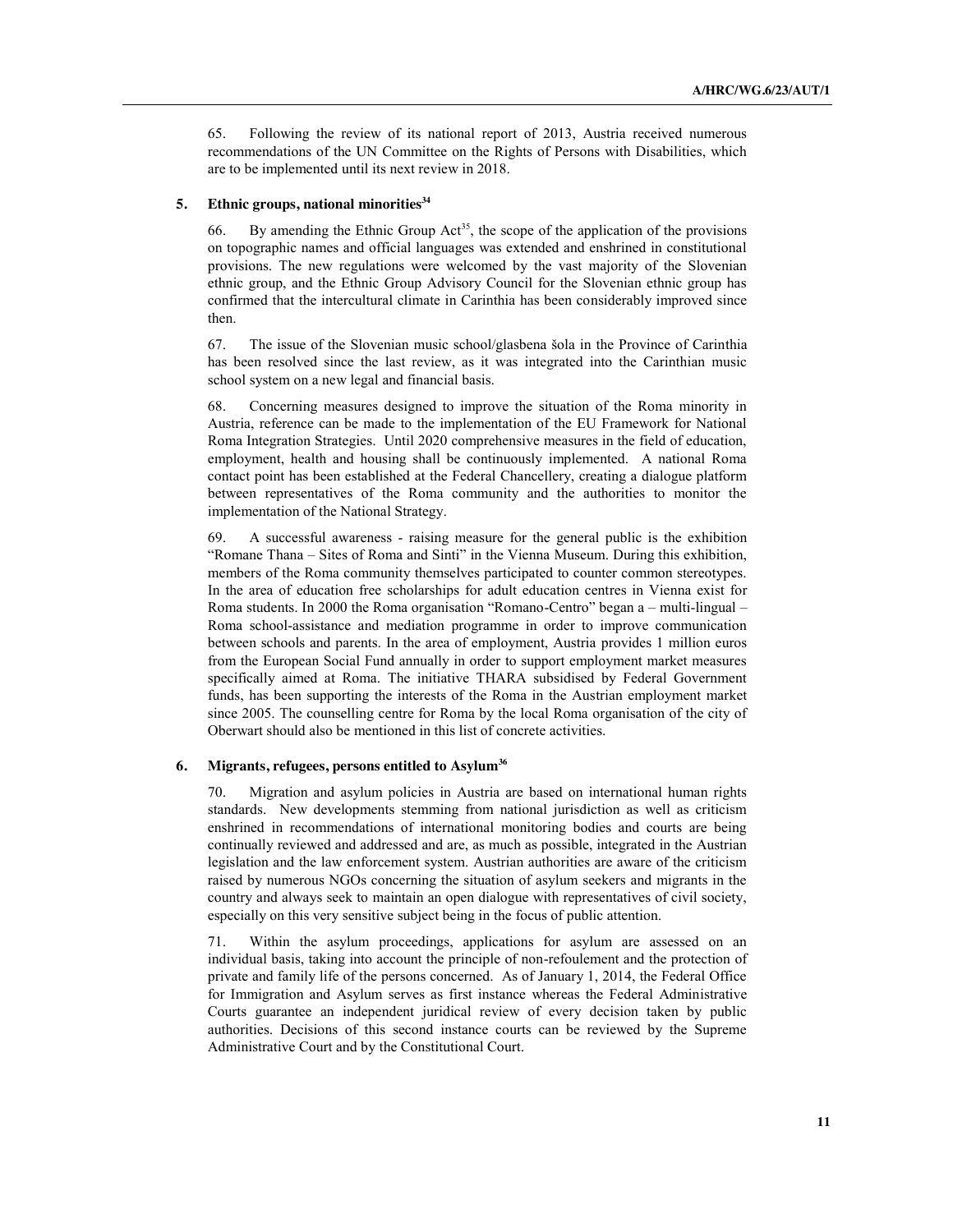65. Following the review of its national report of 2013, Austria received numerous recommendations of the UN Committee on the Rights of Persons with Disabilities, which are to be implemented until its next review in 2018.

### 5. Ethnic groups, national minorities[34]

66. By amending the Ethnic Group Act[35], the scope of the application of the provisions on topographic names and official languages was extended and enshrined in constitutional provisions. The new regulations were welcomed by the vast majority of the Slovenian ethnic group, and the Ethnic Group Advisory Council for the Slovenian ethnic group has confirmed that the intercultural climate in Carinthia has been considerably improved since then.

67. The issue of the Slovenian music school/glasbena šola in the Province of Carinthia has been resolved since the last review, as it was integrated into the Carinthian music school system on a new legal and financial basis.

68. Concerning measures designed to improve the situation of the Roma minority in Austria, reference can be made to the implementation of the EU Framework for National Roma Integration Strategies. Until 2020 comprehensive measures in the field of education, employment, health and housing shall be continuously implemented. A national Roma contact point has been established at the Federal Chancellery, creating a dialogue platform between representatives of the Roma community and the authorities to monitor the implementation of the National Strategy.

69. A successful awareness - raising measure for the general public is the exhibition "Romane Thana – Sites of Roma and Sinti" in the Vienna Museum. During this exhibition, members of the Roma community themselves participated to counter common stereotypes. In the area of education free scholarships for adult education centres in Vienna exist for Roma students. In 2000 the Roma organisation "Romano-Centro" began a – multi-lingual – Roma school-assistance and mediation programme in order to improve communication between schools and parents. In the area of employment, Austria provides 1 million euros from the European Social Fund annually in order to support employment market measures specifically aimed at Roma. The initiative THARA subsidised by Federal Government funds, has been supporting the interests of the Roma in the Austrian employment market since 2005. The counselling centre for Roma by the local Roma organisation of the city of Oberwart should also be mentioned in this list of concrete activities.

### 6. Migrants, refugees, persons entitled to Asylum[36]

70. Migration and asylum policies in Austria are based on international human rights standards. New developments stemming from national jurisdiction as well as criticism enshrined in recommendations of international monitoring bodies and courts are being continually reviewed and addressed and are, as much as possible, integrated in the Austrian legislation and the law enforcement system. Austrian authorities are aware of the criticism raised by numerous NGOs concerning the situation of asylum seekers and migrants in the country and always seek to maintain an open dialogue with representatives of civil society, especially on this very sensitive subject being in the focus of public attention.

71. Within the asylum proceedings, applications for asylum are assessed on an individual basis, taking into account the principle of non-refoulement and the protection of private and family life of the persons concerned. As of January 1, 2014, the Federal Office for Immigration and Asylum serves as first instance whereas the Federal Administrative Courts guarantee an independent juridical review of every decision taken by public authorities. Decisions of this second instance courts can be reviewed by the Supreme Administrative Court and by the Constitutional Court.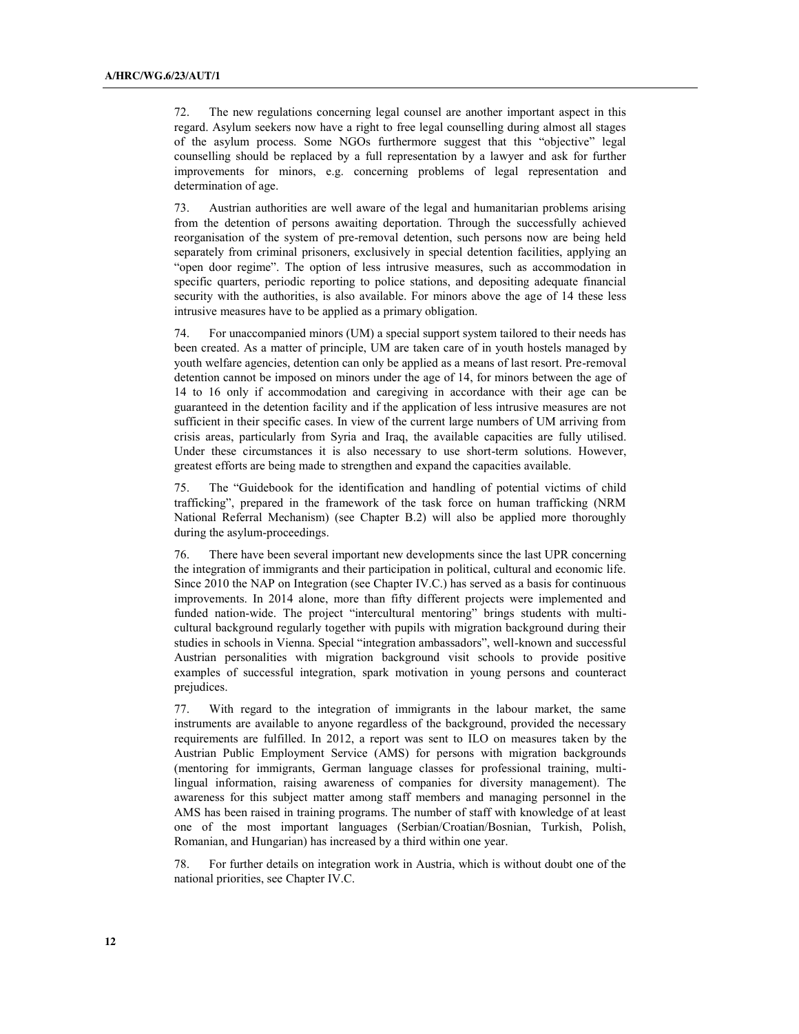72. The new regulations concerning legal counsel are another important aspect in this regard. Asylum seekers now have a right to free legal counselling during almost all stages of the asylum process. Some NGOs furthermore suggest that this "objective" legal counselling should be replaced by a full representation by a lawyer and ask for further improvements for minors, e.g. concerning problems of legal representation and determination of age.

73. Austrian authorities are well aware of the legal and humanitarian problems arising from the detention of persons awaiting deportation. Through the successfully achieved reorganisation of the system of pre-removal detention, such persons now are being held separately from criminal prisoners, exclusively in special detention facilities, applying an "open door regime". The option of less intrusive measures, such as accommodation in specific quarters, periodic reporting to police stations, and depositing adequate financial security with the authorities, is also available. For minors above the age of 14 these less intrusive measures have to be applied as a primary obligation.

74. For unaccompanied minors (UM) a special support system tailored to their needs has been created. As a matter of principle, UM are taken care of in youth hostels managed by youth welfare agencies, detention can only be applied as a means of last resort. Pre-removal detention cannot be imposed on minors under the age of 14, for minors between the age of 14 to 16 only if accommodation and caregiving in accordance with their age can be guaranteed in the detention facility and if the application of less intrusive measures are not sufficient in their specific cases. In view of the current large numbers of UM arriving from crisis areas, particularly from Syria and Iraq, the available capacities are fully utilised. Under these circumstances it is also necessary to use short-term solutions. However, greatest efforts are being made to strengthen and expand the capacities available.

75. The "Guidebook for the identification and handling of potential victims of child trafficking", prepared in the framework of the task force on human trafficking (NRM National Referral Mechanism) (see Chapter B.2) will also be applied more thoroughly during the asylum-proceedings.

76. There have been several important new developments since the last UPR concerning the integration of immigrants and their participation in political, cultural and economic life. Since 2010 the NAP on Integration (see Chapter IV.C.) has served as a basis for continuous improvements. In 2014 alone, more than fifty different projects were implemented and funded nation-wide. The project "intercultural mentoring" brings students with multi-cultural background regularly together with pupils with migration background during their studies in schools in Vienna. Special "integration ambassadors", well-known and successful Austrian personalities with migration background visit schools to provide positive examples of successful integration, spark motivation in young persons and counteract prejudices.

77. With regard to the integration of immigrants in the labour market, the same instruments are available to anyone regardless of the background, provided the necessary requirements are fulfilled. In 2012, a report was sent to ILO on measures taken by the Austrian Public Employment Service (AMS) for persons with migration backgrounds (mentoring for immigrants, German language classes for professional training, multi-lingual information, raising awareness of companies for diversity management). The awareness for this subject matter among staff members and managing personnel in the AMS has been raised in training programs. The number of staff with knowledge of at least one of the most important languages (Serbian/Croatian/Bosnian, Turkish, Polish, Romanian, and Hungarian) has increased by a third within one year.

78. For further details on integration work in Austria, which is without doubt one of the national priorities, see Chapter IV.C.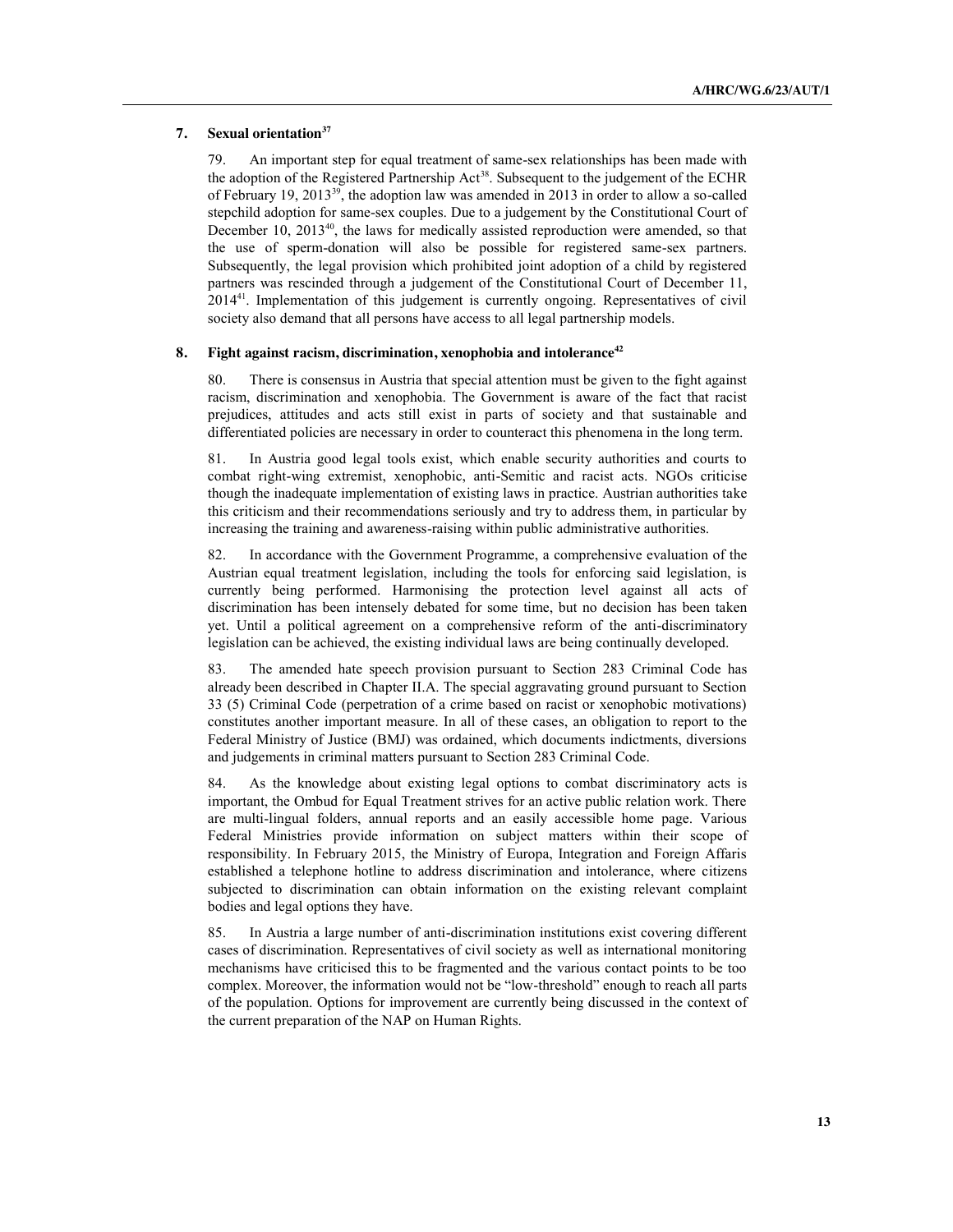### 7. Sexual orientation[37]

79. An important step for equal treatment of same-sex relationships has been made with the adoption of the Registered Partnership Act[38]. Subsequent to the judgement of the ECHR of February 19, 2013[39], the adoption law was amended in 2013 in order to allow a so-called stepchild adoption for same-sex couples. Due to a judgement by the Constitutional Court of December 10, 2013[40], the laws for medically assisted reproduction were amended, so that the use of sperm-donation will also be possible for registered same-sex partners. Subsequently, the legal provision which prohibited joint adoption of a child by registered partners was rescinded through a judgement of the Constitutional Court of December 11, 2014[41]. Implementation of this judgement is currently ongoing. Representatives of civil society also demand that all persons have access to all legal partnership models.

### 8. Fight against racism, discrimination, xenophobia and intolerance[42]

80. There is consensus in Austria that special attention must be given to the fight against racism, discrimination and xenophobia. The Government is aware of the fact that racist prejudices, attitudes and acts still exist in parts of society and that sustainable and differentiated policies are necessary in order to counteract this phenomena in the long term.

81. In Austria good legal tools exist, which enable security authorities and courts to combat right-wing extremist, xenophobic, anti-Semitic and racist acts. NGOs criticise though the inadequate implementation of existing laws in practice. Austrian authorities take this criticism and their recommendations seriously and try to address them, in particular by increasing the training and awareness-raising within public administrative authorities.

82. In accordance with the Government Programme, a comprehensive evaluation of the Austrian equal treatment legislation, including the tools for enforcing said legislation, is currently being performed. Harmonising the protection level against all acts of discrimination has been intensely debated for some time, but no decision has been taken yet. Until a political agreement on a comprehensive reform of the anti-discriminatory legislation can be achieved, the existing individual laws are being continually developed.

83. The amended hate speech provision pursuant to Section 283 Criminal Code has already been described in Chapter II.A. The special aggravating ground pursuant to Section 33 (5) Criminal Code (perpetration of a crime based on racist or xenophobic motivations) constitutes another important measure. In all of these cases, an obligation to report to the Federal Ministry of Justice (BMJ) was ordained, which documents indictments, diversions and judgements in criminal matters pursuant to Section 283 Criminal Code.

84. As the knowledge about existing legal options to combat discriminatory acts is important, the Ombud for Equal Treatment strives for an active public relation work. There are multi-lingual folders, annual reports and an easily accessible home page. Various Federal Ministries provide information on subject matters within their scope of responsibility. In February 2015, the Ministry of Europa, Integration and Foreign Affaris established a telephone hotline to address discrimination and intolerance, where citizens subjected to discrimination can obtain information on the existing relevant complaint bodies and legal options they have.

85. In Austria a large number of anti-discrimination institutions exist covering different cases of discrimination. Representatives of civil society as well as international monitoring mechanisms have criticised this to be fragmented and the various contact points to be too complex. Moreover, the information would not be "low-threshold" enough to reach all parts of the population. Options for improvement are currently being discussed in the context of the current preparation of the NAP on Human Rights.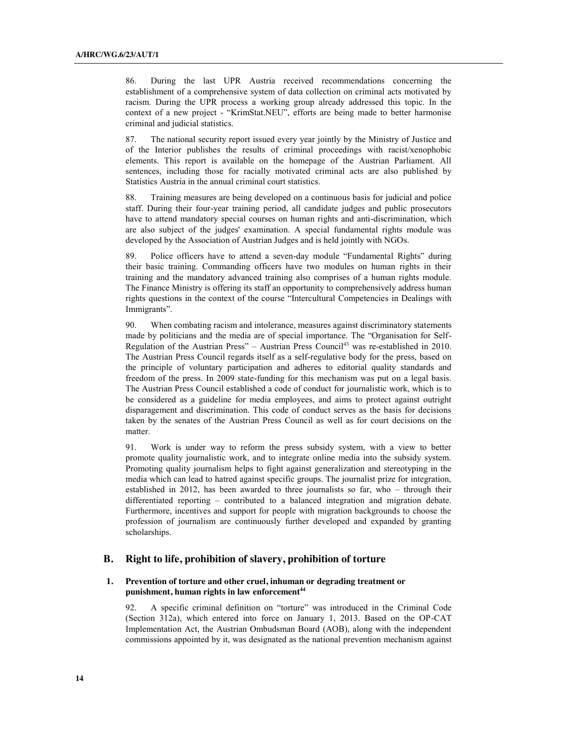86. During the last UPR Austria received recommendations concerning the establishment of a comprehensive system of data collection on criminal acts motivated by racism. During the UPR process a working group already addressed this topic. In the context of a new project - "KrimStat.NEU", efforts are being made to better harmonise criminal and judicial statistics.

87. The national security report issued every year jointly by the Ministry of Justice and of the Interior publishes the results of criminal proceedings with racist/xenophobic elements. This report is available on the homepage of the Austrian Parliament. All sentences, including those for racially motivated criminal acts are also published by Statistics Austria in the annual criminal court statistics.

88. Training measures are being developed on a continuous basis for judicial and police staff. During their four-year training period, all candidate judges and public prosecutors have to attend mandatory special courses on human rights and anti-discrimination, which are also subject of the judges' examination. A special fundamental rights module was developed by the Association of Austrian Judges and is held jointly with NGOs.

89. Police officers have to attend a seven-day module "Fundamental Rights" during their basic training. Commanding officers have two modules on human rights in their training and the mandatory advanced training also comprises of a human rights module. The Finance Ministry is offering its staff an opportunity to comprehensively address human rights questions in the context of the course "Intercultural Competencies in Dealings with Immigrants".

90. When combating racism and intolerance, measures against discriminatory statements made by politicians and the media are of special importance. The "Organisation for Self-Regulation of the Austrian Press" – Austrian Press Council[43] was re-established in 2010. The Austrian Press Council regards itself as a self-regulative body for the press, based on the principle of voluntary participation and adheres to editorial quality standards and freedom of the press. In 2009 state-funding for this mechanism was put on a legal basis. The Austrian Press Council established a code of conduct for journalistic work, which is to be considered as a guideline for media employees, and aims to protect against outright disparagement and discrimination. This code of conduct serves as the basis for decisions taken by the senates of the Austrian Press Council as well as for court decisions on the matter.

91. Work is under way to reform the press subsidy system, with a view to better promote quality journalistic work, and to integrate online media into the subsidy system. Promoting quality journalism helps to fight against generalization and stereotyping in the media which can lead to hatred against specific groups. The journalist prize for integration, established in 2012, has been awarded to three journalists so far, who – through their differentiated reporting – contributed to a balanced integration and migration debate. Furthermore, incentives and support for people with migration backgrounds to choose the profession of journalism are continuously further developed and expanded by granting scholarships.

## B. Right to life, prohibition of slavery, prohibition of torture

### 1. Prevention of torture and other cruel, inhuman or degrading treatment or punishment, human rights in law enforcement[44]

92. A specific criminal definition on "torture" was introduced in the Criminal Code (Section 312a), which entered into force on January 1, 2013. Based on the OP-CAT Implementation Act, the Austrian Ombudsman Board (AOB), along with the independent commissions appointed by it, was designated as the national prevention mechanism against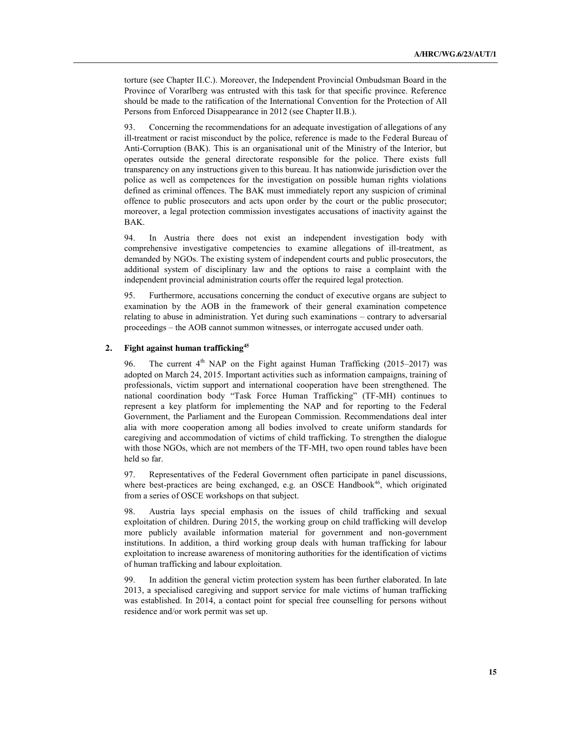torture (see Chapter II.C.). Moreover, the Independent Provincial Ombudsman Board in the Province of Vorarlberg was entrusted with this task for that specific province. Reference should be made to the ratification of the International Convention for the Protection of All Persons from Enforced Disappearance in 2012 (see Chapter II.B.).

93. Concerning the recommendations for an adequate investigation of allegations of any ill-treatment or racist misconduct by the police, reference is made to the Federal Bureau of Anti-Corruption (BAK). This is an organisational unit of the Ministry of the Interior, but operates outside the general directorate responsible for the police. There exists full transparency on any instructions given to this bureau. It has nationwide jurisdiction over the police as well as competences for the investigation on possible human rights violations defined as criminal offences. The BAK must immediately report any suspicion of criminal offence to public prosecutors and acts upon order by the court or the public prosecutor; moreover, a legal protection commission investigates accusations of inactivity against the BAK.

94. In Austria there does not exist an independent investigation body with comprehensive investigative competencies to examine allegations of ill-treatment, as demanded by NGOs. The existing system of independent courts and public prosecutors, the additional system of disciplinary law and the options to raise a complaint with the independent provincial administration courts offer the required legal protection.

95. Furthermore, accusations concerning the conduct of executive organs are subject to examination by the AOB in the framework of their general examination competence relating to abuse in administration. Yet during such examinations – contrary to adversarial proceedings – the AOB cannot summon witnesses, or interrogate accused under oath.

### 2. Fight against human trafficking[45]

96. The current 4th NAP on the Fight against Human Trafficking (2015–2017) was adopted on March 24, 2015. Important activities such as information campaigns, training of professionals, victim support and international cooperation have been strengthened. The national coordination body "Task Force Human Trafficking" (TF-MH) continues to represent a key platform for implementing the NAP and for reporting to the Federal Government, the Parliament and the European Commission. Recommendations deal inter alia with more cooperation among all bodies involved to create uniform standards for caregiving and accommodation of victims of child trafficking. To strengthen the dialogue with those NGOs, which are not members of the TF-MH, two open round tables have been held so far.

97. Representatives of the Federal Government often participate in panel discussions, where best-practices are being exchanged, e.g. an OSCE Handbook[46], which originated from a series of OSCE workshops on that subject.

98. Austria lays special emphasis on the issues of child trafficking and sexual exploitation of children. During 2015, the working group on child trafficking will develop more publicly available information material for government and non-government institutions. In addition, a third working group deals with human trafficking for labour exploitation to increase awareness of monitoring authorities for the identification of victims of human trafficking and labour exploitation.

99. In addition the general victim protection system has been further elaborated. In late 2013, a specialised caregiving and support service for male victims of human trafficking was established. In 2014, a contact point for special free counselling for persons without residence and/or work permit was set up.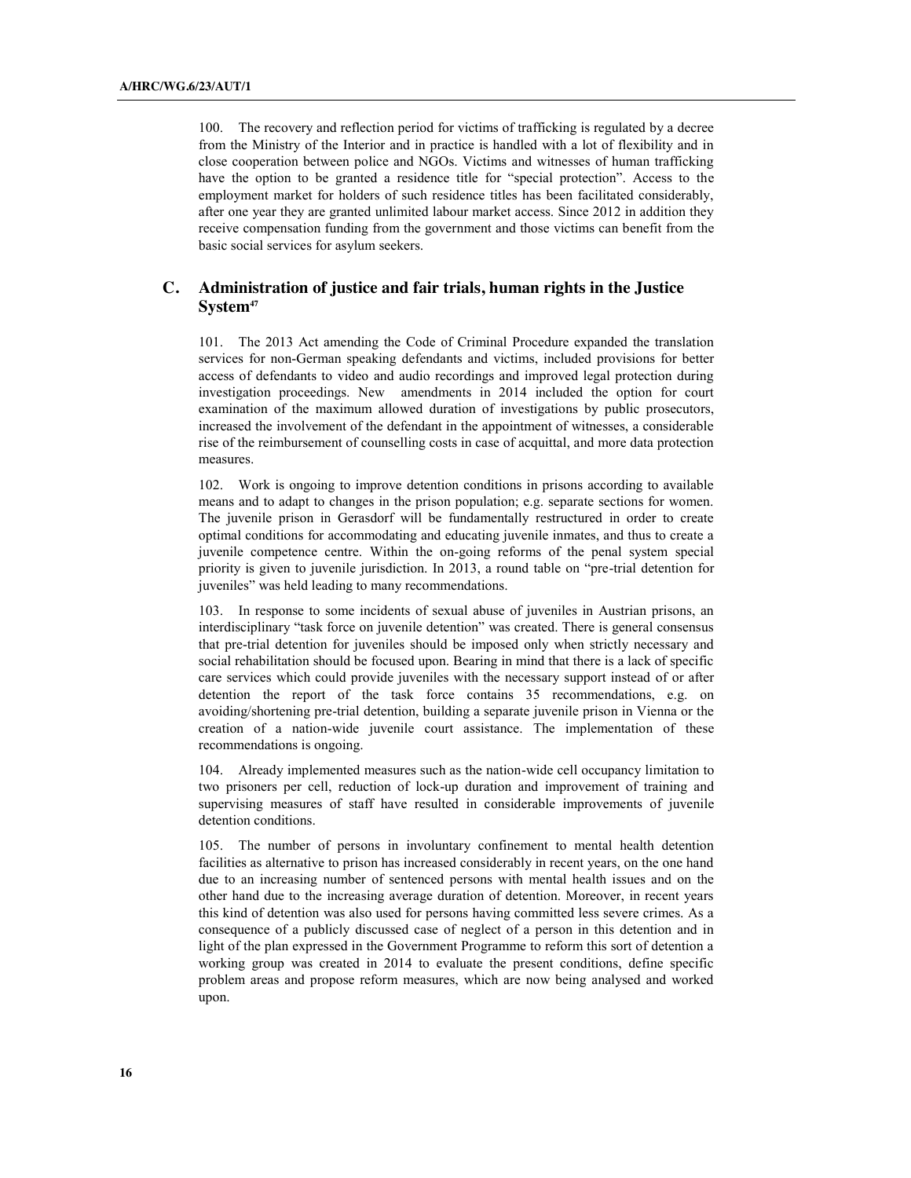100. The recovery and reflection period for victims of trafficking is regulated by a decree from the Ministry of the Interior and in practice is handled with a lot of flexibility and in close cooperation between police and NGOs. Victims and witnesses of human trafficking have the option to be granted a residence title for "special protection". Access to the employment market for holders of such residence titles has been facilitated considerably, after one year they are granted unlimited labour market access. Since 2012 in addition they receive compensation funding from the government and those victims can benefit from the basic social services for asylum seekers.

## C. Administration of justice and fair trials, human rights in the Justice System[47]

101. The 2013 Act amending the Code of Criminal Procedure expanded the translation services for non-German speaking defendants and victims, included provisions for better access of defendants to video and audio recordings and improved legal protection during investigation proceedings. New amendments in 2014 included the option for court examination of the maximum allowed duration of investigations by public prosecutors, increased the involvement of the defendant in the appointment of witnesses, a considerable rise of the reimbursement of counselling costs in case of acquittal, and more data protection measures.

102. Work is ongoing to improve detention conditions in prisons according to available means and to adapt to changes in the prison population; e.g. separate sections for women. The juvenile prison in Gerasdorf will be fundamentally restructured in order to create optimal conditions for accommodating and educating juvenile inmates, and thus to create a juvenile competence centre. Within the on-going reforms of the penal system special priority is given to juvenile jurisdiction. In 2013, a round table on "pre-trial detention for juveniles" was held leading to many recommendations.

103. In response to some incidents of sexual abuse of juveniles in Austrian prisons, an interdisciplinary "task force on juvenile detention" was created. There is general consensus that pre-trial detention for juveniles should be imposed only when strictly necessary and social rehabilitation should be focused upon. Bearing in mind that there is a lack of specific care services which could provide juveniles with the necessary support instead of or after detention the report of the task force contains 35 recommendations, e.g. on avoiding/shortening pre-trial detention, building a separate juvenile prison in Vienna or the creation of a nation-wide juvenile court assistance. The implementation of these recommendations is ongoing.

104. Already implemented measures such as the nation-wide cell occupancy limitation to two prisoners per cell, reduction of lock-up duration and improvement of training and supervising measures of staff have resulted in considerable improvements of juvenile detention conditions.

105. The number of persons in involuntary confinement to mental health detention facilities as alternative to prison has increased considerably in recent years, on the one hand due to an increasing number of sentenced persons with mental health issues and on the other hand due to the increasing average duration of detention. Moreover, in recent years this kind of detention was also used for persons having committed less severe crimes. As a consequence of a publicly discussed case of neglect of a person in this detention and in light of the plan expressed in the Government Programme to reform this sort of detention a working group was created in 2014 to evaluate the present conditions, define specific problem areas and propose reform measures, which are now being analysed and worked upon.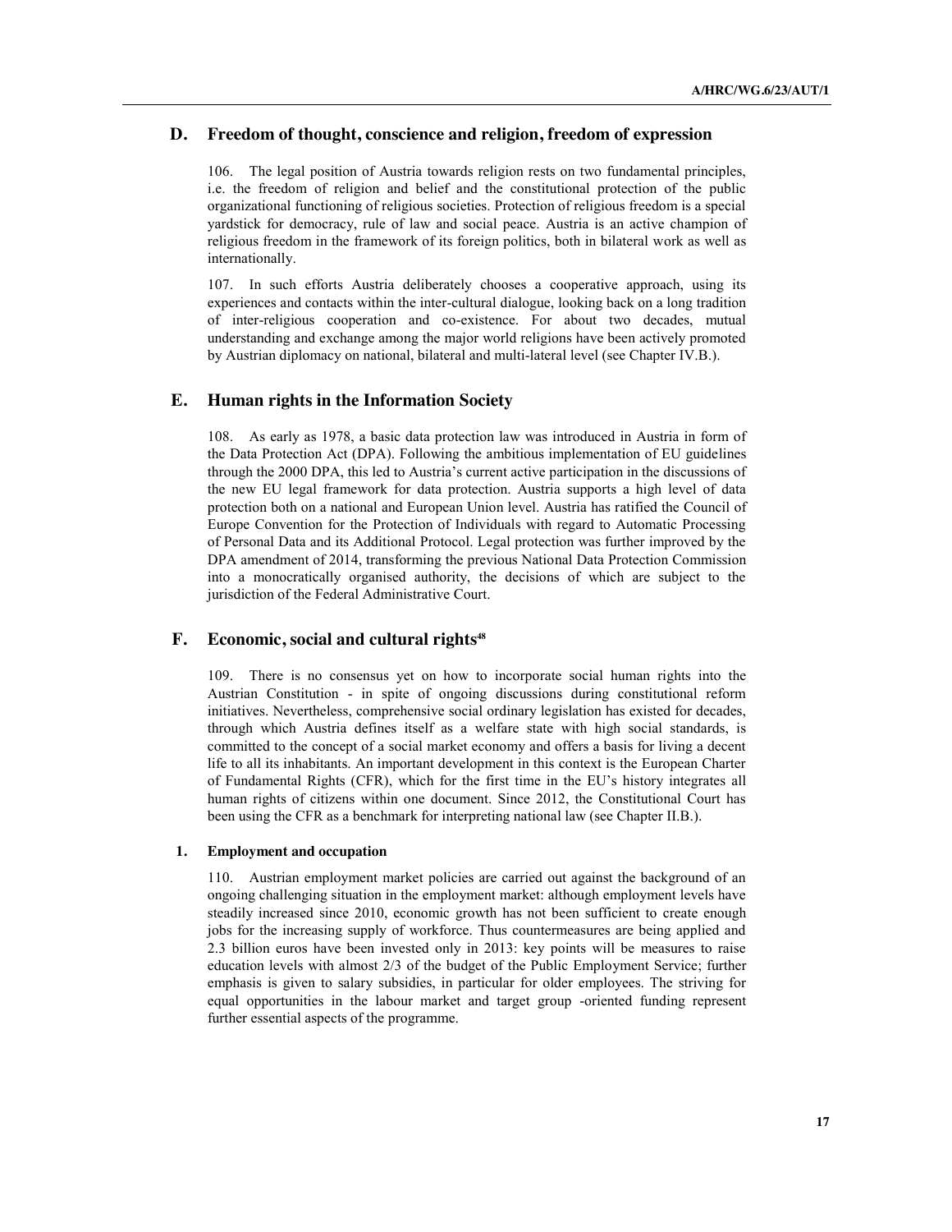## D. Freedom of thought, conscience and religion, freedom of expression

106. The legal position of Austria towards religion rests on two fundamental principles, i.e. the freedom of religion and belief and the constitutional protection of the public organizational functioning of religious societies. Protection of religious freedom is a special yardstick for democracy, rule of law and social peace. Austria is an active champion of religious freedom in the framework of its foreign politics, both in bilateral work as well as internationally.

107. In such efforts Austria deliberately chooses a cooperative approach, using its experiences and contacts within the inter-cultural dialogue, looking back on a long tradition of inter-religious cooperation and co-existence. For about two decades, mutual understanding and exchange among the major world religions have been actively promoted by Austrian diplomacy on national, bilateral and multi-lateral level (see Chapter IV.B.).

## E. Human rights in the Information Society

108. As early as 1978, a basic data protection law was introduced in Austria in form of the Data Protection Act (DPA). Following the ambitious implementation of EU guidelines through the 2000 DPA, this led to Austria's current active participation in the discussions of the new EU legal framework for data protection. Austria supports a high level of data protection both on a national and European Union level. Austria has ratified the Council of Europe Convention for the Protection of Individuals with regard to Automatic Processing of Personal Data and its Additional Protocol. Legal protection was further improved by the DPA amendment of 2014, transforming the previous National Data Protection Commission into a monocratically organised authority, the decisions of which are subject to the jurisdiction of the Federal Administrative Court.

## F. Economic, social and cultural rights[48]

109. There is no consensus yet on how to incorporate social human rights into the Austrian Constitution - in spite of ongoing discussions during constitutional reform initiatives. Nevertheless, comprehensive social ordinary legislation has existed for decades, through which Austria defines itself as a welfare state with high social standards, is committed to the concept of a social market economy and offers a basis for living a decent life to all its inhabitants. An important development in this context is the European Charter of Fundamental Rights (CFR), which for the first time in the EU's history integrates all human rights of citizens within one document. Since 2012, the Constitutional Court has been using the CFR as a benchmark for interpreting national law (see Chapter II.B.).

### 1. Employment and occupation

110. Austrian employment market policies are carried out against the background of an ongoing challenging situation in the employment market: although employment levels have steadily increased since 2010, economic growth has not been sufficient to create enough jobs for the increasing supply of workforce. Thus countermeasures are being applied and 2.3 billion euros have been invested only in 2013: key points will be measures to raise education levels with almost 2/3 of the budget of the Public Employment Service; further emphasis is given to salary subsidies, in particular for older employees. The striving for equal opportunities in the labour market and target group -oriented funding represent further essential aspects of the programme.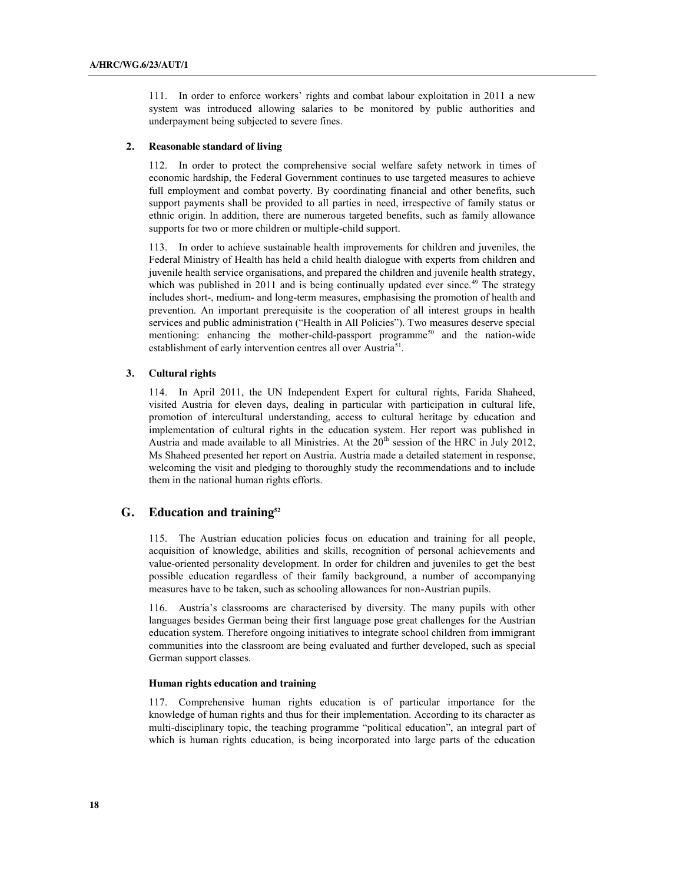111. In order to enforce workers' rights and combat labour exploitation in 2011 a new system was introduced allowing salaries to be monitored by public authorities and underpayment being subjected to severe fines.

### 2. Reasonable standard of living

112. In order to protect the comprehensive social welfare safety network in times of economic hardship, the Federal Government continues to use targeted measures to achieve full employment and combat poverty. By coordinating financial and other benefits, such support payments shall be provided to all parties in need, irrespective of family status or ethnic origin. In addition, there are numerous targeted benefits, such as family allowance supports for two or more children or multiple-child support.

113. In order to achieve sustainable health improvements for children and juveniles, the Federal Ministry of Health has held a child health dialogue with experts from children and juvenile health service organisations, and prepared the children and juvenile health strategy, which was published in 2011 and is being continually updated ever since.[49] The strategy includes short-, medium- and long-term measures, emphasising the promotion of health and prevention. An important prerequisite is the cooperation of all interest groups in health services and public administration ("Health in All Policies"). Two measures deserve special mentioning: enhancing the mother-child-passport programme[50] and the nation-wide establishment of early intervention centres all over Austria[51].

### 3. Cultural rights

114. In April 2011, the UN Independent Expert for cultural rights, Farida Shaheed, visited Austria for eleven days, dealing in particular with participation in cultural life, promotion of intercultural understanding, access to cultural heritage by education and implementation of cultural rights in the education system. Her report was published in Austria and made available to all Ministries. At the 20th session of the HRC in July 2012, Ms Shaheed presented her report on Austria. Austria made a detailed statement in response, welcoming the visit and pledging to thoroughly study the recommendations and to include them in the national human rights efforts.

## G. Education and training[52]

115. The Austrian education policies focus on education and training for all people, acquisition of knowledge, abilities and skills, recognition of personal achievements and value-oriented personality development. In order for children and juveniles to get the best possible education regardless of their family background, a number of accompanying measures have to be taken, such as schooling allowances for non-Austrian pupils.

116. Austria's classrooms are characterised by diversity. The many pupils with other languages besides German being their first language pose great challenges for the Austrian education system. Therefore ongoing initiatives to integrate school children from immigrant communities into the classroom are being evaluated and further developed, such as special German support classes.

#### Human rights education and training

117. Comprehensive human rights education is of particular importance for the knowledge of human rights and thus for their implementation. According to its character as multi-disciplinary topic, the teaching programme "political education", an integral part of which is human rights education, is being incorporated into large parts of the education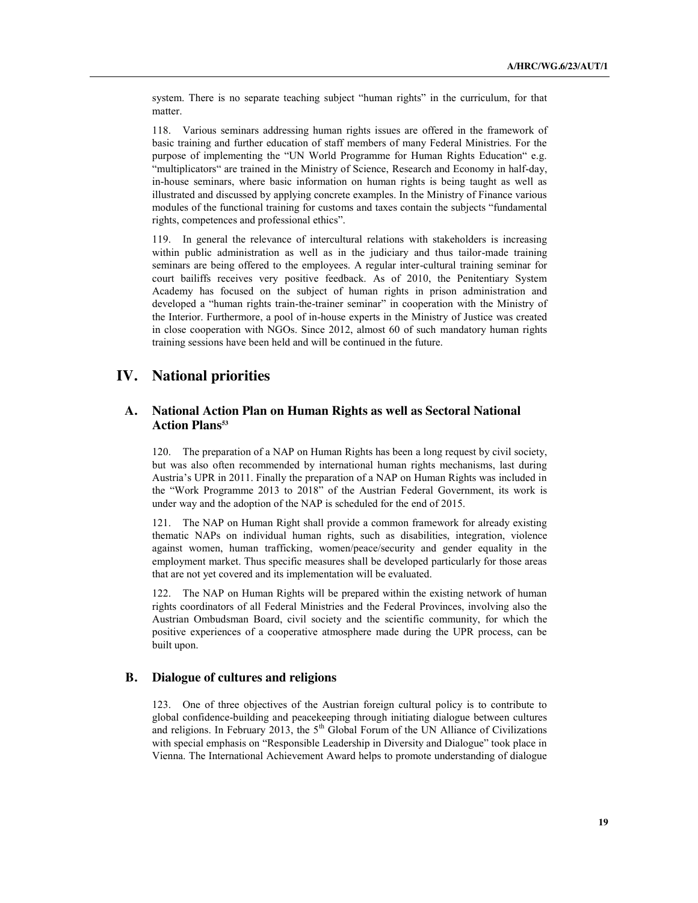system. There is no separate teaching subject "human rights" in the curriculum, for that matter.

118. Various seminars addressing human rights issues are offered in the framework of basic training and further education of staff members of many Federal Ministries. For the purpose of implementing the "UN World Programme for Human Rights Education" e.g. "multiplicators" are trained in the Ministry of Science, Research and Economy in half-day, in-house seminars, where basic information on human rights is being taught as well as illustrated and discussed by applying concrete examples. In the Ministry of Finance various modules of the functional training for customs and taxes contain the subjects "fundamental rights, competences and professional ethics".

119. In general the relevance of intercultural relations with stakeholders is increasing within public administration as well as in the judiciary and thus tailor-made training seminars are being offered to the employees. A regular inter-cultural training seminar for court bailiffs receives very positive feedback. As of 2010, the Penitentiary System Academy has focused on the subject of human rights in prison administration and developed a "human rights train-the-trainer seminar" in cooperation with the Ministry of the Interior. Furthermore, a pool of in-house experts in the Ministry of Justice was created in close cooperation with NGOs. Since 2012, almost 60 of such mandatory human rights training sessions have been held and will be continued in the future.

# IV. National priorities

## A. National Action Plan on Human Rights as well as Sectoral National Action Plans[53]

120. The preparation of a NAP on Human Rights has been a long request by civil society, but was also often recommended by international human rights mechanisms, last during Austria's UPR in 2011. Finally the preparation of a NAP on Human Rights was included in the "Work Programme 2013 to 2018" of the Austrian Federal Government, its work is under way and the adoption of the NAP is scheduled for the end of 2015.

121. The NAP on Human Right shall provide a common framework for already existing thematic NAPs on individual human rights, such as disabilities, integration, violence against women, human trafficking, women/peace/security and gender equality in the employment market. Thus specific measures shall be developed particularly for those areas that are not yet covered and its implementation will be evaluated.

122. The NAP on Human Rights will be prepared within the existing network of human rights coordinators of all Federal Ministries and the Federal Provinces, involving also the Austrian Ombudsman Board, civil society and the scientific community, for which the positive experiences of a cooperative atmosphere made during the UPR process, can be built upon.

## B. Dialogue of cultures and religions

123. One of three objectives of the Austrian foreign cultural policy is to contribute to global confidence-building and peacekeeping through initiating dialogue between cultures and religions. In February 2013, the 5th Global Forum of the UN Alliance of Civilizations with special emphasis on "Responsible Leadership in Diversity and Dialogue" took place in Vienna. The International Achievement Award helps to promote understanding of dialogue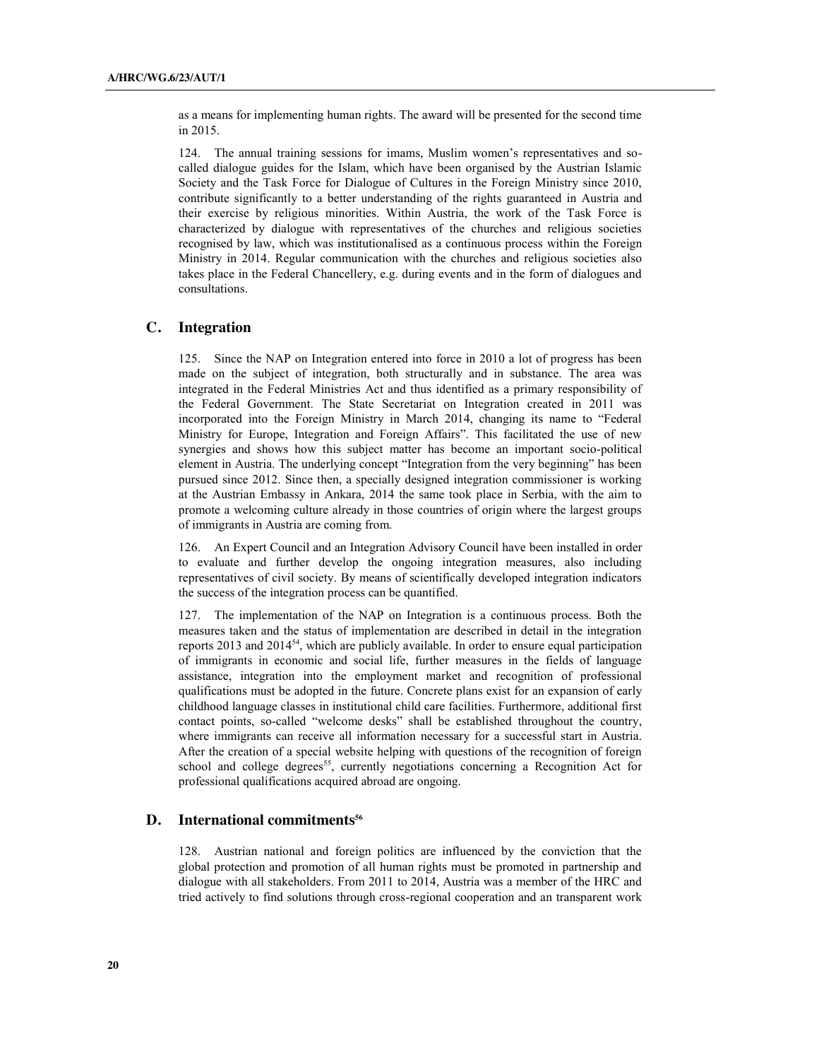as a means for implementing human rights. The award will be presented for the second time in 2015.

124. The annual training sessions for imams, Muslim women's representatives and so-called dialogue guides for the Islam, which have been organised by the Austrian Islamic Society and the Task Force for Dialogue of Cultures in the Foreign Ministry since 2010, contribute significantly to a better understanding of the rights guaranteed in Austria and their exercise by religious minorities. Within Austria, the work of the Task Force is characterized by dialogue with representatives of the churches and religious societies recognised by law, which was institutionalised as a continuous process within the Foreign Ministry in 2014. Regular communication with the churches and religious societies also takes place in the Federal Chancellery, e.g. during events and in the form of dialogues and consultations.

## C. Integration

125. Since the NAP on Integration entered into force in 2010 a lot of progress has been made on the subject of integration, both structurally and in substance. The area was integrated in the Federal Ministries Act and thus identified as a primary responsibility of the Federal Government. The State Secretariat on Integration created in 2011 was incorporated into the Foreign Ministry in March 2014, changing its name to "Federal Ministry for Europe, Integration and Foreign Affairs". This facilitated the use of new synergies and shows how this subject matter has become an important socio-political element in Austria. The underlying concept "Integration from the very beginning" has been pursued since 2012. Since then, a specially designed integration commissioner is working at the Austrian Embassy in Ankara, 2014 the same took place in Serbia, with the aim to promote a welcoming culture already in those countries of origin where the largest groups of immigrants in Austria are coming from.

126. An Expert Council and an Integration Advisory Council have been installed in order to evaluate and further develop the ongoing integration measures, also including representatives of civil society. By means of scientifically developed integration indicators the success of the integration process can be quantified.

127. The implementation of the NAP on Integration is a continuous process. Both the measures taken and the status of implementation are described in detail in the integration reports 2013 and 2014[54], which are publicly available. In order to ensure equal participation of immigrants in economic and social life, further measures in the fields of language assistance, integration into the employment market and recognition of professional qualifications must be adopted in the future. Concrete plans exist for an expansion of early childhood language classes in institutional child care facilities. Furthermore, additional first contact points, so-called "welcome desks" shall be established throughout the country, where immigrants can receive all information necessary for a successful start in Austria. After the creation of a special website helping with questions of the recognition of foreign school and college degrees[55], currently negotiations concerning a Recognition Act for professional qualifications acquired abroad are ongoing.

## D. International commitments[56]

128. Austrian national and foreign politics are influenced by the conviction that the global protection and promotion of all human rights must be promoted in partnership and dialogue with all stakeholders. From 2011 to 2014, Austria was a member of the HRC and tried actively to find solutions through cross-regional cooperation and an transparent work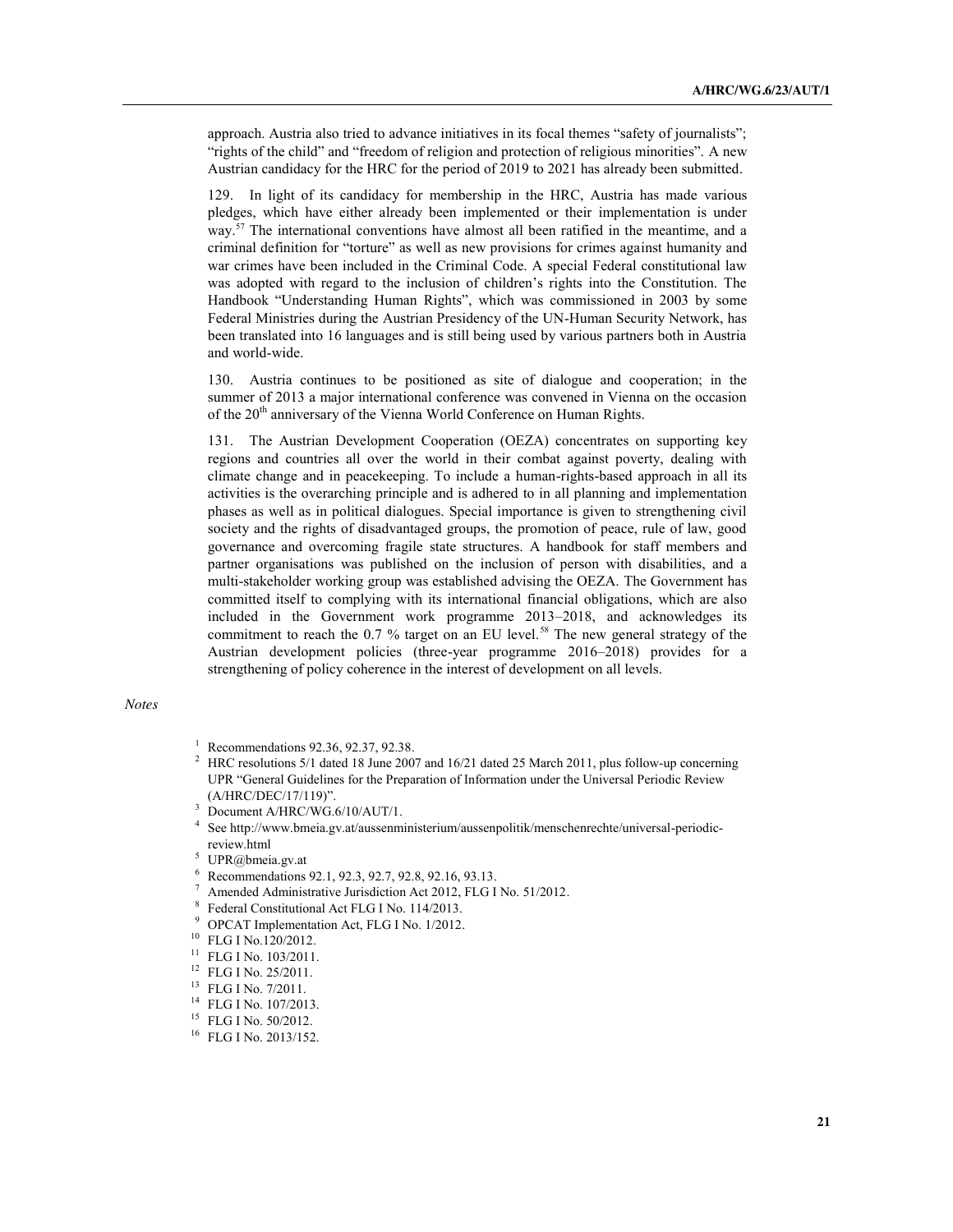approach. Austria also tried to advance initiatives in its focal themes "safety of journalists"; "rights of the child" and "freedom of religion and protection of religious minorities". A new Austrian candidacy for the HRC for the period of 2019 to 2021 has already been submitted.

129. In light of its candidacy for membership in the HRC, Austria has made various pledges, which have either already been implemented or their implementation is under way.[57] The international conventions have almost all been ratified in the meantime, and a criminal definition for "torture" as well as new provisions for crimes against humanity and war crimes have been included in the Criminal Code. A special Federal constitutional law was adopted with regard to the inclusion of children's rights into the Constitution. The Handbook "Understanding Human Rights", which was commissioned in 2003 by some Federal Ministries during the Austrian Presidency of the UN-Human Security Network, has been translated into 16 languages and is still being used by various partners both in Austria and world-wide.

130. Austria continues to be positioned as site of dialogue and cooperation; in the summer of 2013 a major international conference was convened in Vienna on the occasion of the 20th anniversary of the Vienna World Conference on Human Rights.

131. The Austrian Development Cooperation (OEZA) concentrates on supporting key regions and countries all over the world in their combat against poverty, dealing with climate change and in peacekeeping. To include a human-rights-based approach in all its activities is the overarching principle and is adhered to in all planning and implementation phases as well as in political dialogues. Special importance is given to strengthening civil society and the rights of disadvantaged groups, the promotion of peace, rule of law, good governance and overcoming fragile state structures. A handbook for staff members and partner organisations was published on the inclusion of person with disabilities, and a multi-stakeholder working group was established advising the OEZA. The Government has committed itself to complying with its international financial obligations, which are also included in the Government work programme 2013–2018, and acknowledges its commitment to reach the 0.7 % target on an EU level.[58] The new general strategy of the Austrian development policies (three-year programme 2016–2018) provides for a strengthening of policy coherence in the interest of development on all levels.

*Notes*

1 Recommendations 92.36, 92.37, 92.38.
2 HRC resolutions 5/1 dated 18 June 2007 and 16/21 dated 25 March 2011, plus follow-up concerning UPR "General Guidelines for the Preparation of Information under the Universal Periodic Review (A/HRC/DEC/17/119)".
3 Document A/HRC/WG.6/10/AUT/1.
4 See http://www.bmeia.gv.at/aussenministerium/aussenpolitik/menschenrechte/universal-periodic-review.html
5 UPR@bmeia.gv.at
6 Recommendations 92.1, 92.3, 92.7, 92.8, 92.16, 93.13.
7 Amended Administrative Jurisdiction Act 2012, FLG I No. 51/2012.
8 Federal Constitutional Act FLG I No. 114/2013.
9 OPCAT Implementation Act, FLG I No. 1/2012.
10 FLG I No.120/2012.
11 FLG I No. 103/2011.
12 FLG I No. 25/2011.
13 FLG I No. 7/2011.
14 FLG I No. 107/2013.
15 FLG I No. 50/2012.
16 FLG I No. 2013/152.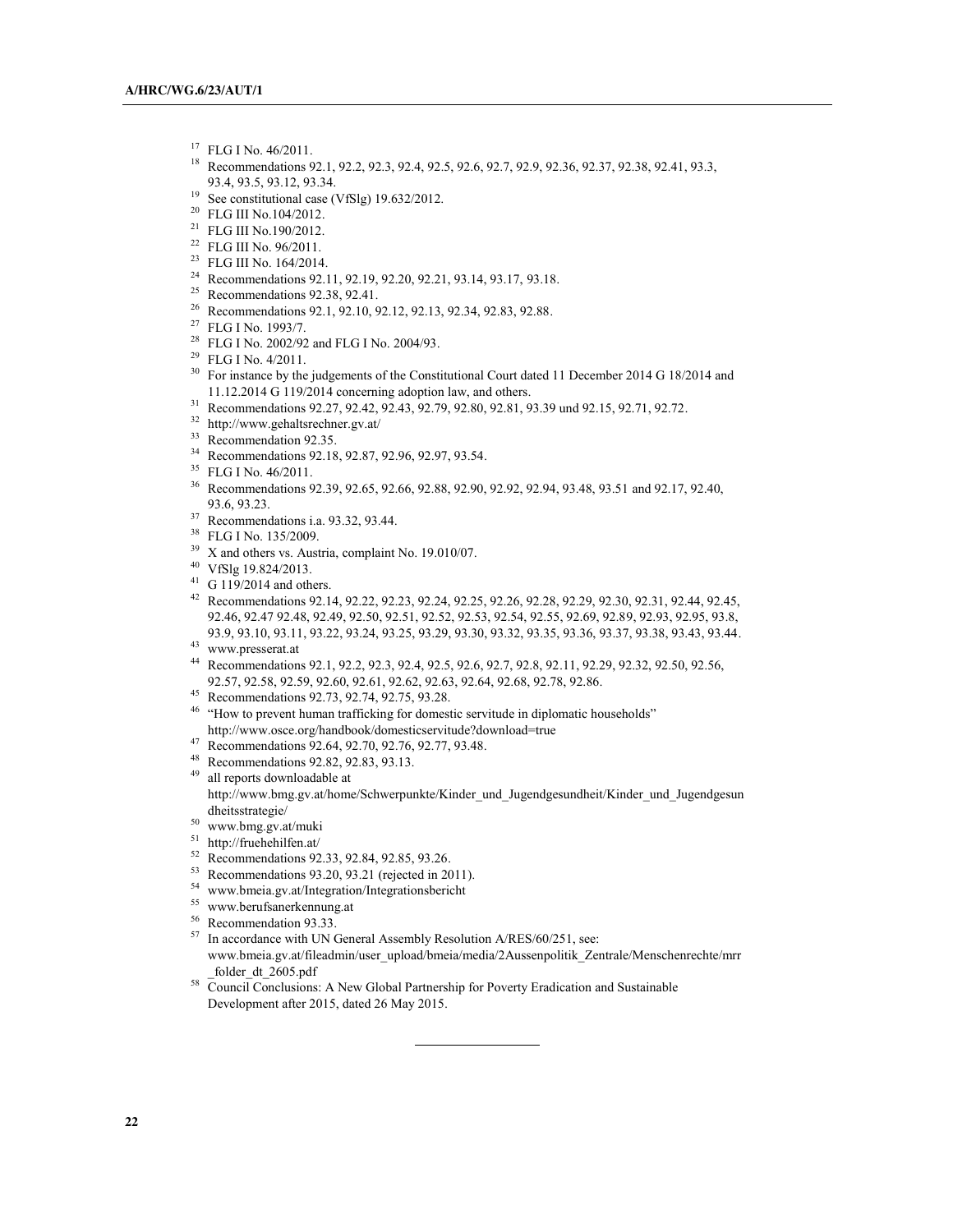[17] FLG I No. 46/2011.

[18] Recommendations 92.1, 92.2, 92.3, 92.4, 92.5, 92.6, 92.7, 92.9, 92.36, 92.37, 92.38, 92.41, 93.3, 93.4, 93.5, 93.12, 93.34.

[19] See constitutional case (VfSlg) 19.632/2012.

[20] FLG III No.104/2012.

[21] FLG III No.190/2012.

[22] FLG III No. 96/2011.

[23] FLG III No. 164/2014.

[24] Recommendations 92.11, 92.19, 92.20, 92.21, 93.14, 93.17, 93.18.

[25] Recommendations 92.38, 92.41.

[26] Recommendations 92.1, 92.10, 92.12, 92.13, 92.34, 92.83, 92.88.

[27] FLG I No. 1993/7.

[28] FLG I No. 2002/92 and FLG I No. 2004/93.

[29] FLG I No. 4/2011.

[30] For instance by the judgements of the Constitutional Court dated 11 December 2014 G 18/2014 and 11.12.2014 G 119/2014 concerning adoption law, and others.

[31] Recommendations 92.27, 92.42, 92.43, 92.79, 92.80, 92.81, 93.39 und 92.15, 92.71, 92.72.

[32] http://www.gehaltsrechner.gv.at/

[33] Recommendation 92.35.

[34] Recommendations 92.18, 92.87, 92.96, 92.97, 93.54.

[35] FLG I No. 46/2011.

[36] Recommendations 92.39, 92.65, 92.66, 92.88, 92.90, 92.92, 92.94, 93.48, 93.51 and 92.17, 92.40, 93.6, 93.23.

[37] Recommendations i.a. 93.32, 93.44.

[38] FLG I No. 135/2009.

[39] X and others vs. Austria, complaint No. 19.010/07.

[40] VfSlg 19.824/2013.

[41] G 119/2014 and others.

[42] Recommendations 92.14, 92.22, 92.23, 92.24, 92.25, 92.26, 92.28, 92.29, 92.30, 92.31, 92.44, 92.45, 92.46, 92.47 92.48, 92.49, 92.50, 92.51, 92.52, 92.53, 92.54, 92.55, 92.69, 92.89, 92.93, 92.95, 93.8, 93.9, 93.10, 93.11, 93.22, 93.24, 93.25, 93.29, 93.30, 93.32, 93.35, 93.36, 93.37, 93.38, 93.43, 93.44.

[43] www.presserat.at

[44] Recommendations 92.1, 92.2, 92.3, 92.4, 92.5, 92.6, 92.7, 92.8, 92.11, 92.29, 92.32, 92.50, 92.56, 92.57, 92.58, 92.59, 92.60, 92.61, 92.62, 92.63, 92.64, 92.68, 92.78, 92.86.

[45] Recommendations 92.73, 92.74, 92.75, 93.28.

[46] "How to prevent human trafficking for domestic servitude in diplomatic households" http://www.osce.org/handbook/domesticservitude?download=true

[47] Recommendations 92.64, 92.70, 92.76, 92.77, 93.48.

[48] Recommendations 92.82, 92.83, 93.13.

[49] all reports downloadable at http://www.bmg.gv.at/home/Schwerpunkte/Kinder_und_Jugendgesundheit/Kinder_und_Jugendgesundheitsstrategie/

[50] www.bmg.gv.at/muki

[51] http://fruehehilfen.at/

[52] Recommendations 92.33, 92.84, 92.85, 93.26.

[53] Recommendations 93.20, 93.21 (rejected in 2011).

[54] www.bmeia.gv.at/Integration/Integrationsbericht

[55] www.berufsanerkennung.at

[56] Recommendation 93.33.

[57] In accordance with UN General Assembly Resolution A/RES/60/251, see: www.bmeia.gv.at/fileadmin/user_upload/bmeia/media/2Aussenpolitik_Zentrale/Menschenrechte/mrr_folder_dt_2605.pdf

[58] Council Conclusions: A New Global Partnership for Poverty Eradication and Sustainable Development after 2015, dated 26 May 2015.